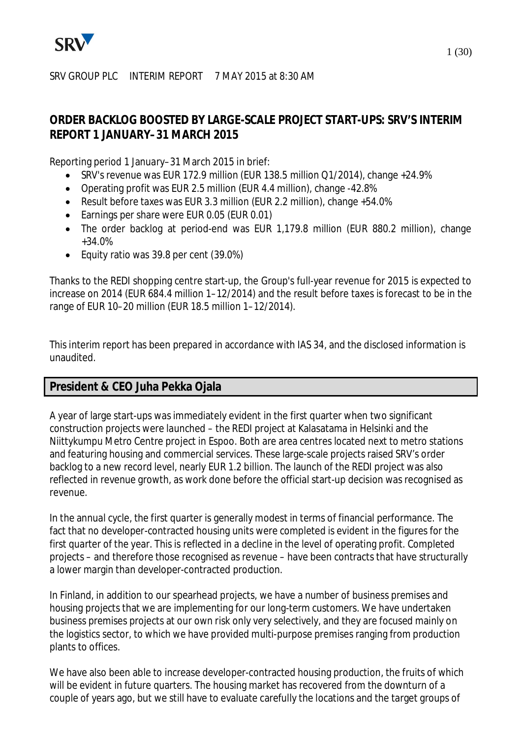SRV GROUP PLC INTERIM REPORT 7 MAY 2015 at 8:30 AM

# ORDER BACKLOG BOOSTED BY LARGE-SCALE PROJECT START-UPS: SRV'S INTERIM REPORT 1 JANUARY–31 MARCH 2015

Reporting period 1 January–31 March 2015 in brief:

- SRV's revenue was EUR 172.9 million (EUR 138.5 million Q1/2014), change +24.9%
- Operating profit was EUR 2.5 million (EUR 4.4 million), change -42.8%
- Result before taxes was EUR 3.3 million (EUR 2.2 million), change +54.0%
- Earnings per share were EUR 0.05 (EUR 0.01)
- The order backlog at period-end was EUR 1,179.8 million (EUR 880.2 million), change +34.0%
- Equity ratio was 39.8 per cent (39.0%)

Thanks to the REDI shopping centre start-up, the Group's full-year revenue for 2015 is expected to increase on 2014 (EUR 684.4 million 1–12/2014) and the result before taxes is forecast to be in the range of EUR 10–20 million (EUR 18.5 million 1–12/2014).

This interim report has been prepared in accordance with IAS 34, and the disclosed information is unaudited.

## President & CEO Juha Pekka Ojala

A year of large start-ups was immediately evident in the first quarter when two significant construction projects were launched – the REDI project at Kalasatama in Helsinki and the Niittykumpu Metro Centre project in Espoo. Both are area centres located next to metro stations and featuring housing and commercial services. These large-scale projects raised SRV's order backlog to a new record level, nearly EUR 1.2 billion. The launch of the REDI project was also reflected in revenue growth, as work done before the official start-up decision was recognised as revenue.

In the annual cycle, the first quarter is generally modest in terms of financial performance. The fact that no developer-contracted housing units were completed is evident in the figures for the first quarter of the year. This is reflected in a decline in the level of operating profit. Completed projects – and therefore those recognised as revenue – have been contracts that have structurally a lower margin than developer-contracted production.

In Finland, in addition to our spearhead projects, we have a number of business premises and housing projects that we are implementing for our long-term customers. We have undertaken business premises projects at our own risk only very selectively, and they are focused mainly on the logistics sector, to which we have provided multi-purpose premises ranging from production plants to offices.

We have also been able to increase developer-contracted housing production, the fruits of which will be evident in future quarters. The housing market has recovered from the downturn of a couple of years ago, but we still have to evaluate carefully the locations and the target groups of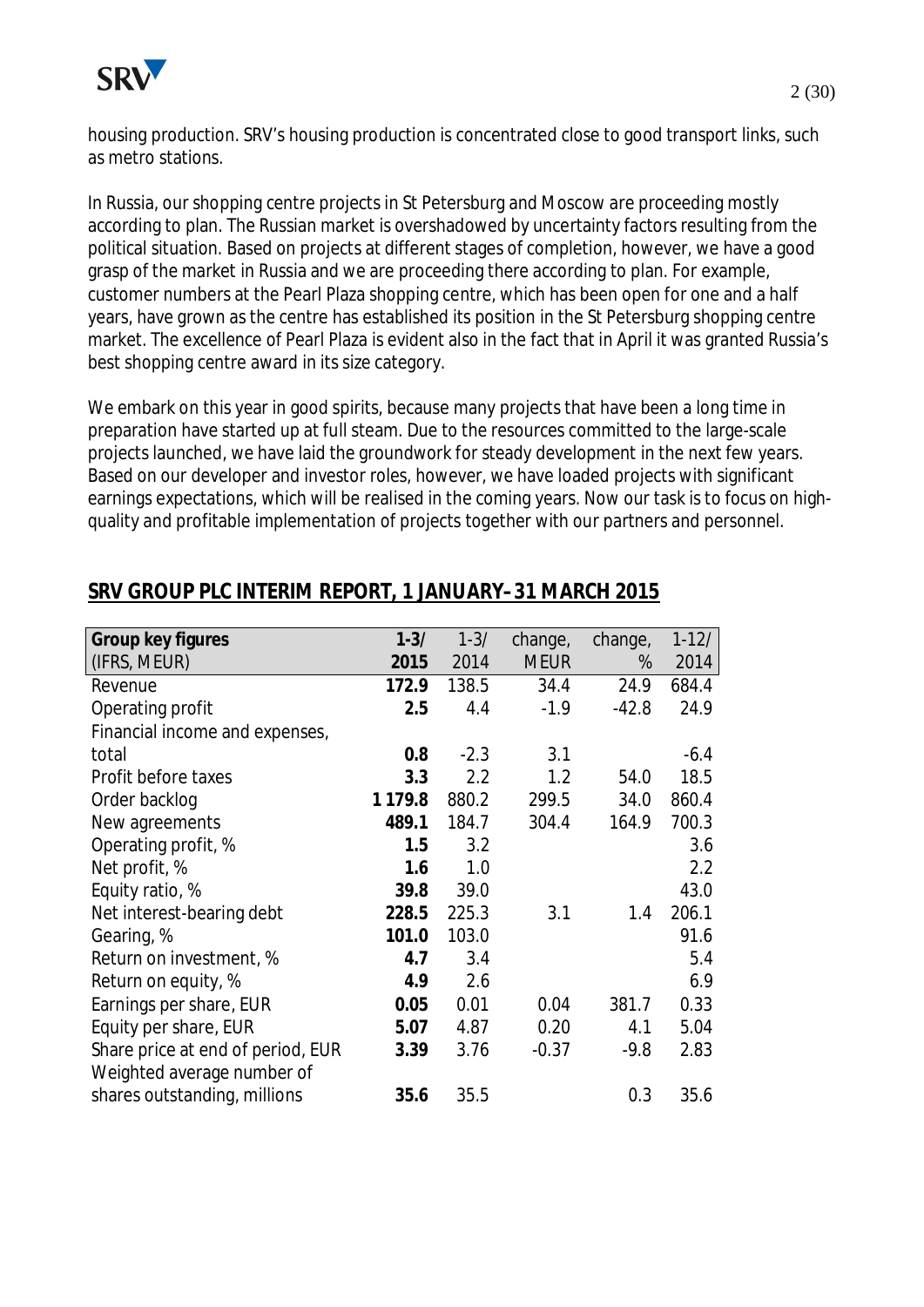housing production. SRV's housing production is concentrated close to good transport links, such as metro stations.

In Russia, our shopping centre projects in St Petersburg and Moscow are proceeding mostly according to plan. The Russian market is overshadowed by uncertainty factors resulting from the political situation. Based on projects at different stages of completion, however, we have a good grasp of the market in Russia and we are proceeding there according to plan. For example, customer numbers at the Pearl Plaza shopping centre, which has been open for one and a half years, have grown as the centre has established its position in the St Petersburg shopping centre market. The excellence of Pearl Plaza is evident also in the fact that in April it was granted Russia's best shopping centre award in its size category.

We embark on this year in good spirits, because many projects that have been a long time in preparation have started up at full steam. Due to the resources committed to the large-scale projects launched, we have laid the groundwork for steady development in the next few years. Based on our developer and investor roles, however, we have loaded projects with significant earnings expectations, which will be realised in the coming years. Now our task is to focus on high-quality and profitable implementation of projects together with our partners and personnel.

## SRV GROUP PLC INTERIM REPORT, 1 JANUARY–31 MARCH 2015

| **Group key figures** (IFRS, MEUR) | **1-3/ 2015** | 1-3/ 2014 | change, MEUR | change, % | 1-12/ 2014 |
|---|---|---|---|---|---|
| Revenue | **172.9** | 138.5 | 34.4 | 24.9 | 684.4 |
| Operating profit | **2.5** | 4.4 | -1.9 | -42.8 | 24.9 |
| Financial income and expenses, total | **0.8** | -2.3 | 3.1 | | -6.4 |
| Profit before taxes | **3.3** | 2.2 | 1.2 | 54.0 | 18.5 |
| Order backlog | **1 179.8** | 880.2 | 299.5 | 34.0 | 860.4 |
| New agreements | **489.1** | 184.7 | 304.4 | 164.9 | 700.3 |
| Operating profit, % | **1.5** | 3.2 | | | 3.6 |
| Net profit, % | **1.6** | 1.0 | | | 2.2 |
| Equity ratio, % | **39.8** | 39.0 | | | 43.0 |
| Net interest-bearing debt | **228.5** | 225.3 | 3.1 | 1.4 | 206.1 |
| Gearing, % | **101.0** | 103.0 | | | 91.6 |
| Return on investment, % | **4.7** | 3.4 | | | 5.4 |
| Return on equity, % | **4.9** | 2.6 | | | 6.9 |
| Earnings per share, EUR | **0.05** | 0.01 | 0.04 | 381.7 | 0.33 |
| Equity per share, EUR | **5.07** | 4.87 | 0.20 | 4.1 | 5.04 |
| Share price at end of period, EUR | **3.39** | 3.76 | -0.37 | -9.8 | 2.83 |
| Weighted average number of shares outstanding, millions | **35.6** | 35.5 | | 0.3 | 35.6 |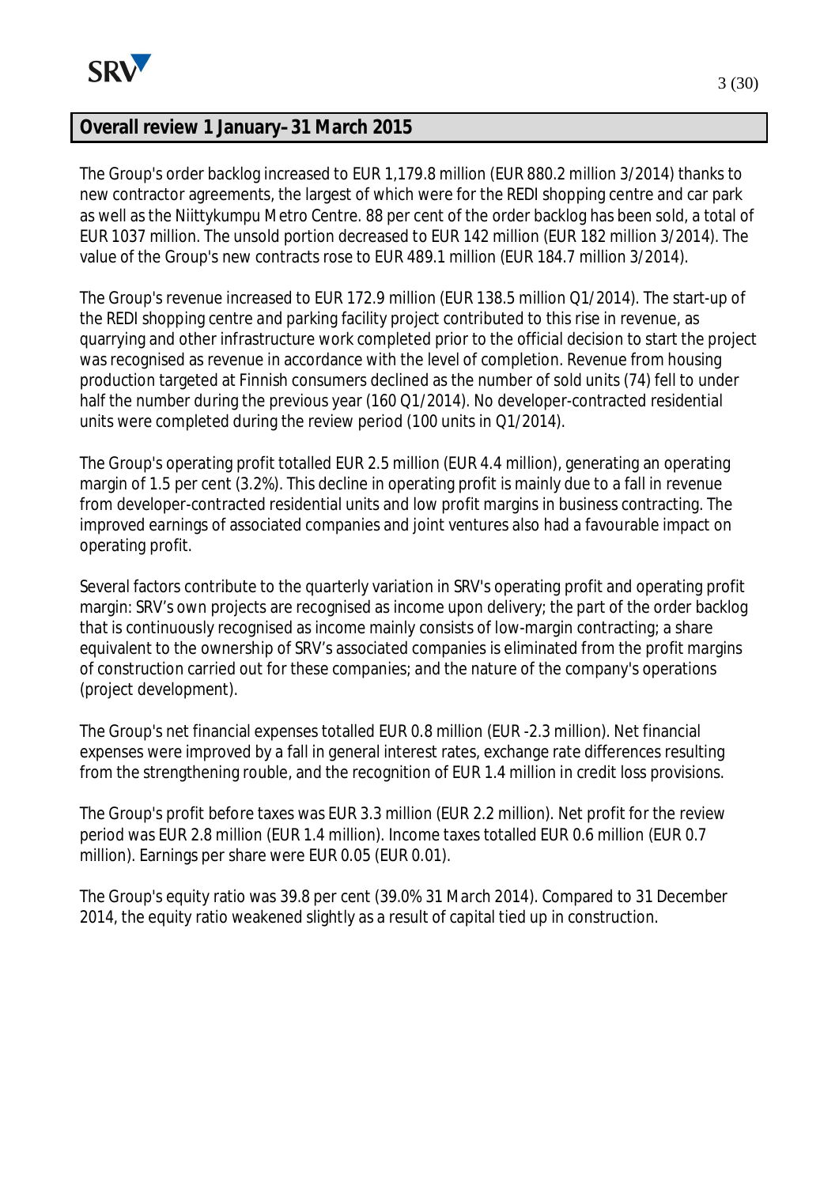## Overall review 1 January–31 March 2015

The Group's order backlog increased to EUR 1,179.8 million (EUR 880.2 million 3/2014) thanks to new contractor agreements, the largest of which were for the REDI shopping centre and car park as well as the Niittykumpu Metro Centre. 88 per cent of the order backlog has been sold, a total of EUR 1037 million. The unsold portion decreased to EUR 142 million (EUR 182 million 3/2014). The value of the Group's new contracts rose to EUR 489.1 million (EUR 184.7 million 3/2014).

The Group's revenue increased to EUR 172.9 million (EUR 138.5 million Q1/2014). The start-up of the REDI shopping centre and parking facility project contributed to this rise in revenue, as quarrying and other infrastructure work completed prior to the official decision to start the project was recognised as revenue in accordance with the level of completion. Revenue from housing production targeted at Finnish consumers declined as the number of sold units (74) fell to under half the number during the previous year (160 Q1/2014). No developer-contracted residential units were completed during the review period (100 units in Q1/2014).

The Group's operating profit totalled EUR 2.5 million (EUR 4.4 million), generating an operating margin of 1.5 per cent (3.2%). This decline in operating profit is mainly due to a fall in revenue from developer-contracted residential units and low profit margins in business contracting. The improved earnings of associated companies and joint ventures also had a favourable impact on operating profit.

Several factors contribute to the quarterly variation in SRV's operating profit and operating profit margin: SRV's own projects are recognised as income upon delivery; the part of the order backlog that is continuously recognised as income mainly consists of low-margin contracting; a share equivalent to the ownership of SRV's associated companies is eliminated from the profit margins of construction carried out for these companies; and the nature of the company's operations (project development).

The Group's net financial expenses totalled EUR 0.8 million (EUR -2.3 million). Net financial expenses were improved by a fall in general interest rates, exchange rate differences resulting from the strengthening rouble, and the recognition of EUR 1.4 million in credit loss provisions.

The Group's profit before taxes was EUR 3.3 million (EUR 2.2 million). Net profit for the review period was EUR 2.8 million (EUR 1.4 million). Income taxes totalled EUR 0.6 million (EUR 0.7 million). Earnings per share were EUR 0.05 (EUR 0.01).

The Group's equity ratio was 39.8 per cent (39.0% 31 March 2014). Compared to 31 December 2014, the equity ratio weakened slightly as a result of capital tied up in construction.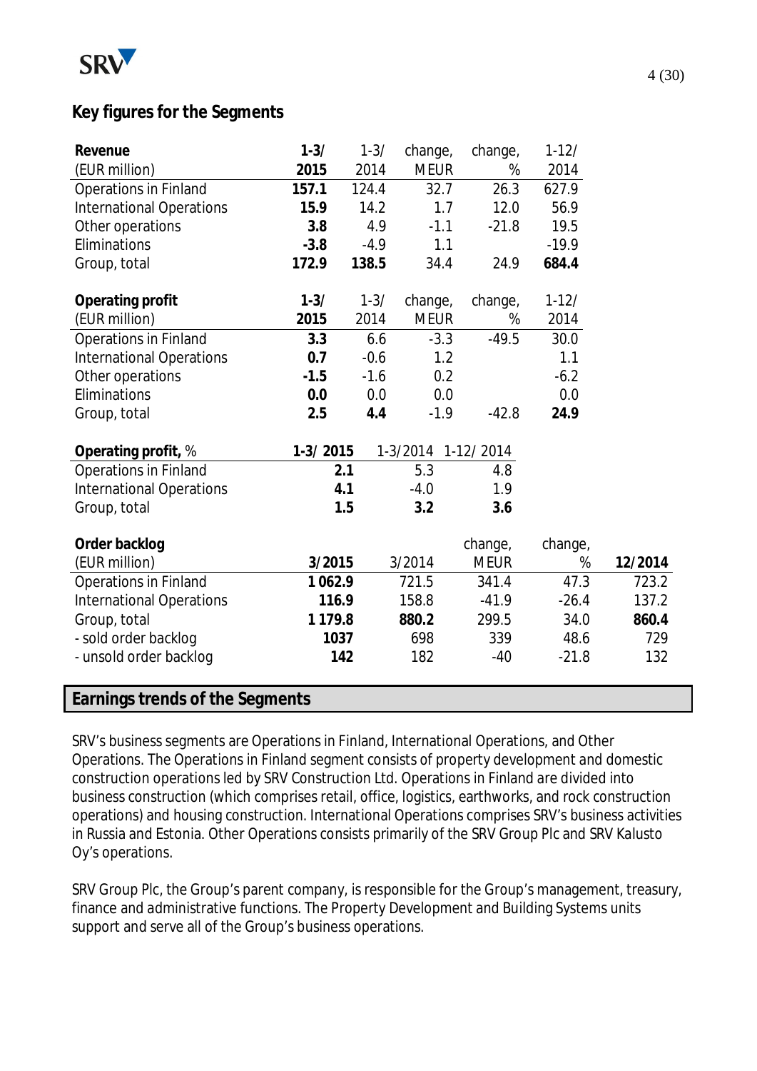## Key figures for the Segments

| Revenue (EUR million) | 1-3/ 2015 | 1-3/ 2014 | change, MEUR | change, % | 1-12/ 2014 |
|---|---|---|---|---|---|
| Operations in Finland | **157.1** | 124.4 | 32.7 | 26.3 | 627.9 |
| International Operations | **15.9** | 14.2 | 1.7 | 12.0 | 56.9 |
| Other operations | **3.8** | 4.9 | -1.1 | -21.8 | 19.5 |
| Eliminations | **-3.8** | -4.9 | 1.1 | | -19.9 |
| Group, total | **172.9** | **138.5** | 34.4 | 24.9 | **684.4** |

| Operating profit (EUR million) | 1-3/ 2015 | 1-3/ 2014 | change, MEUR | change, % | 1-12/ 2014 |
|---|---|---|---|---|---|
| Operations in Finland | **3.3** | 6.6 | -3.3 | -49.5 | 30.0 |
| International Operations | **0.7** | -0.6 | 1.2 | | 1.1 |
| Other operations | **-1.5** | -1.6 | 0.2 | | -6.2 |
| Eliminations | **0.0** | 0.0 | 0.0 | | 0.0 |
| Group, total | **2.5** | **4.4** | -1.9 | -42.8 | **24.9** |

| Operating profit, % | 1-3/ 2015 | 1-3/2014 | 1-12/ 2014 |
|---|---|---|---|
| Operations in Finland | **2.1** | 5.3 | 4.8 |
| International Operations | **4.1** | -4.0 | 1.9 |
| Group, total | **1.5** | **3.2** | **3.6** |

| Order backlog (EUR million) | 3/2015 | 3/2014 | change, MEUR | change, % | 12/2014 |
|---|---|---|---|---|---|
| Operations in Finland | **1 062.9** | 721.5 | 341.4 | 47.3 | 723.2 |
| International Operations | **116.9** | 158.8 | -41.9 | -26.4 | 137.2 |
| Group, total | **1 179.8** | **880.2** | 299.5 | 34.0 | **860.4** |
| - sold order backlog | **1037** | 698 | 339 | 48.6 | 729 |
| - unsold order backlog | **142** | 182 | -40 | -21.8 | 132 |

## Earnings trends of the Segments

SRV's business segments are Operations in Finland, International Operations, and Other Operations. The Operations in Finland segment consists of property development and domestic construction operations led by SRV Construction Ltd. Operations in Finland are divided into business construction (which comprises retail, office, logistics, earthworks, and rock construction operations) and housing construction. International Operations comprises SRV's business activities in Russia and Estonia. Other Operations consists primarily of the SRV Group Plc and SRV Kalusto Oy's operations.

SRV Group Plc, the Group's parent company, is responsible for the Group's management, treasury, finance and administrative functions. The Property Development and Building Systems units support and serve all of the Group's business operations.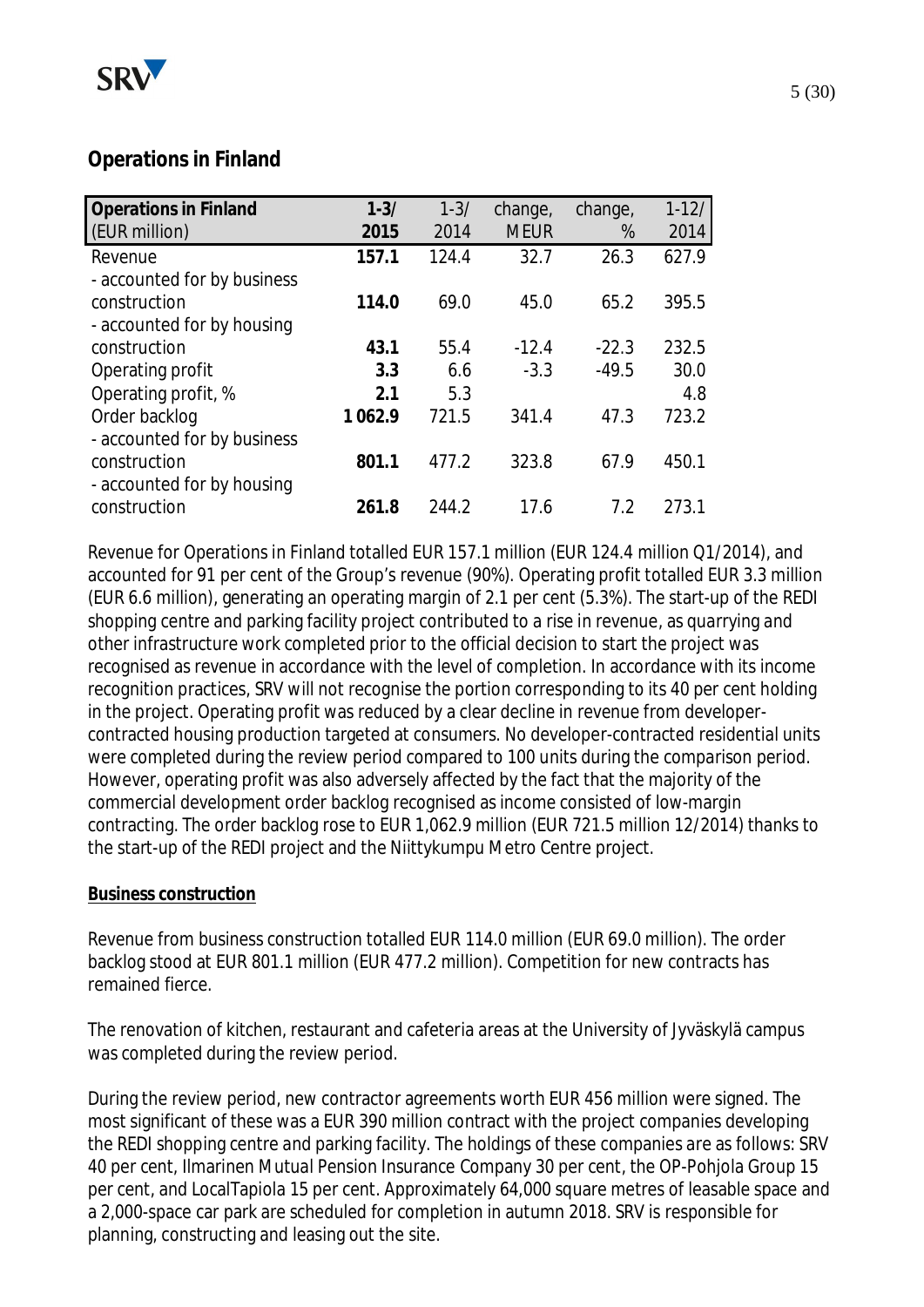## Operations in Finland

| Operations in Finland (EUR million) | 1-3/ 2015 | 1-3/ 2014 | change, MEUR | change, % | 1-12/ 2014 |
|---|---|---|---|---|---|
| Revenue | **157.1** | 124.4 | 32.7 | 26.3 | 627.9 |
| - accounted for by business construction | **114.0** | 69.0 | 45.0 | 65.2 | 395.5 |
| - accounted for by housing construction | **43.1** | 55.4 | -12.4 | -22.3 | 232.5 |
| Operating profit | **3.3** | 6.6 | -3.3 | -49.5 | 30.0 |
| Operating profit, % | **2.1** | 5.3 | | | 4.8 |
| Order backlog | **1 062.9** | 721.5 | 341.4 | 47.3 | 723.2 |
| - accounted for by business construction | **801.1** | 477.2 | 323.8 | 67.9 | 450.1 |
| - accounted for by housing construction | **261.8** | 244.2 | 17.6 | 7.2 | 273.1 |

Revenue for Operations in Finland totalled EUR 157.1 million (EUR 124.4 million Q1/2014), and accounted for 91 per cent of the Group's revenue (90%). Operating profit totalled EUR 3.3 million (EUR 6.6 million), generating an operating margin of 2.1 per cent (5.3%). The start-up of the REDI shopping centre and parking facility project contributed to a rise in revenue, as quarrying and other infrastructure work completed prior to the official decision to start the project was recognised as revenue in accordance with the level of completion. In accordance with its income recognition practices, SRV will not recognise the portion corresponding to its 40 per cent holding in the project. Operating profit was reduced by a clear decline in revenue from developer-contracted housing production targeted at consumers. No developer-contracted residential units were completed during the review period compared to 100 units during the comparison period. However, operating profit was also adversely affected by the fact that the majority of the commercial development order backlog recognised as income consisted of low-margin contracting. The order backlog rose to EUR 1,062.9 million (EUR 721.5 million 12/2014) thanks to the start-up of the REDI project and the Niittykumpu Metro Centre project.

**Business construction**

Revenue from business construction totalled EUR 114.0 million (EUR 69.0 million). The order backlog stood at EUR 801.1 million (EUR 477.2 million). Competition for new contracts has remained fierce.

The renovation of kitchen, restaurant and cafeteria areas at the University of Jyväskylä campus was completed during the review period.

During the review period, new contractor agreements worth EUR 456 million were signed. The most significant of these was a EUR 390 million contract with the project companies developing the REDI shopping centre and parking facility. The holdings of these companies are as follows: SRV 40 per cent, Ilmarinen Mutual Pension Insurance Company 30 per cent, the OP-Pohjola Group 15 per cent, and LocalTapiola 15 per cent. Approximately 64,000 square metres of leasable space and a 2,000-space car park are scheduled for completion in autumn 2018. SRV is responsible for planning, constructing and leasing out the site.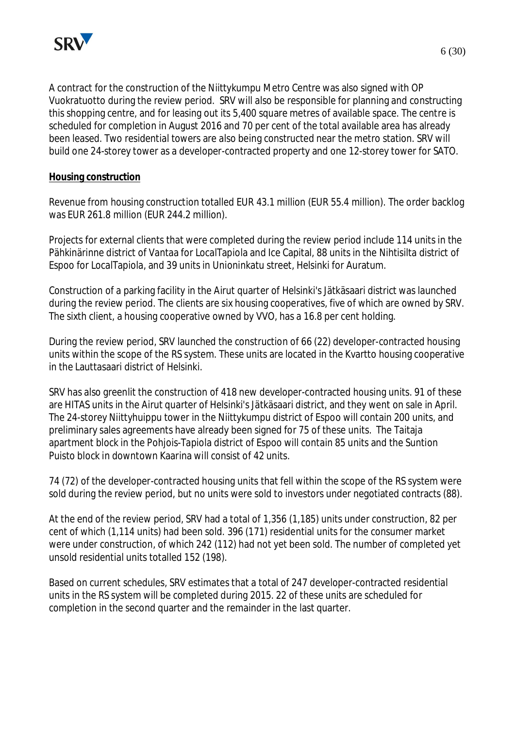A contract for the construction of the Niittykumpu Metro Centre was also signed with OP Vuokratuotto during the review period. SRV will also be responsible for planning and constructing this shopping centre, and for leasing out its 5,400 square metres of available space. The centre is scheduled for completion in August 2016 and 70 per cent of the total available area has already been leased. Two residential towers are also being constructed near the metro station. SRV will build one 24-storey tower as a developer-contracted property and one 12-storey tower for SATO.

**Housing construction**

Revenue from housing construction totalled EUR 43.1 million (EUR 55.4 million). The order backlog was EUR 261.8 million (EUR 244.2 million).

Projects for external clients that were completed during the review period include 114 units in the Pähkinärinne district of Vantaa for LocalTapiola and Ice Capital, 88 units in the Nihtisilta district of Espoo for LocalTapiola, and 39 units in Unioninkatu street, Helsinki for Auratum.

Construction of a parking facility in the Airut quarter of Helsinki's Jätkäsaari district was launched during the review period. The clients are six housing cooperatives, five of which are owned by SRV. The sixth client, a housing cooperative owned by VVO, has a 16.8 per cent holding.

During the review period, SRV launched the construction of 66 (22) developer-contracted housing units within the scope of the RS system. These units are located in the Kvartto housing cooperative in the Lauttasaari district of Helsinki.

SRV has also greenlit the construction of 418 new developer-contracted housing units. 91 of these are HITAS units in the Airut quarter of Helsinki's Jätkäsaari district, and they went on sale in April. The 24-storey Niittyhuippu tower in the Niittykumpu district of Espoo will contain 200 units, and preliminary sales agreements have already been signed for 75 of these units. The Taitaja apartment block in the Pohjois-Tapiola district of Espoo will contain 85 units and the Suntion Puisto block in downtown Kaarina will consist of 42 units.

74 (72) of the developer-contracted housing units that fell within the scope of the RS system were sold during the review period, but no units were sold to investors under negotiated contracts (88).

At the end of the review period, SRV had a total of 1,356 (1,185) units under construction, 82 per cent of which (1,114 units) had been sold. 396 (171) residential units for the consumer market were under construction, of which 242 (112) had not yet been sold. The number of completed yet unsold residential units totalled 152 (198).

Based on current schedules, SRV estimates that a total of 247 developer-contracted residential units in the RS system will be completed during 2015. 22 of these units are scheduled for completion in the second quarter and the remainder in the last quarter.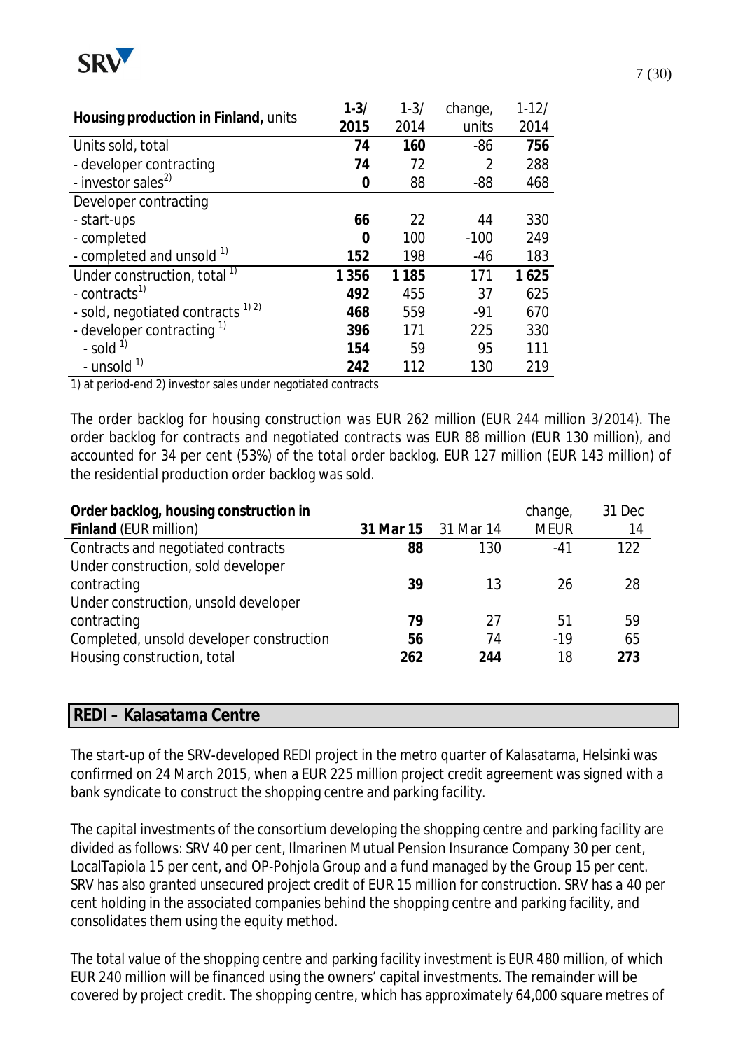| **Housing production in Finland,** units | **1-3/ 2015** | 1-3/ 2014 | change, units | 1-12/ 2014 |
|---|---|---|---|---|
| Units sold, total | **74** | **160** | -86 | **756** |
| - developer contracting | **74** | 72 | 2 | 288 |
| - investor sales[2] | **0** | 88 | -88 | 468 |
| Developer contracting | | | | |
| - start-ups | **66** | 22 | 44 | 330 |
| - completed | **0** | 100 | -100 | 249 |
| - completed and unsold [1] | **152** | 198 | -46 | 183 |
| Under construction, total [1] | **1 356** | **1 185** | 171 | **1 625** |
| - contracts[1] | **492** | 455 | 37 | 625 |
| - sold, negotiated contracts [1) 2)] | **468** | 559 | -91 | 670 |
| - developer contracting [1] | **396** | 171 | 225 | 330 |
| - sold [1] | **154** | 59 | 95 | 111 |
| - unsold [1] | **242** | 112 | 130 | 219 |

1) at period-end 2) investor sales under negotiated contracts

The order backlog for housing construction was EUR 262 million (EUR 244 million 3/2014). The order backlog for contracts and negotiated contracts was EUR 88 million (EUR 130 million), and accounted for 34 per cent (53%) of the total order backlog. EUR 127 million (EUR 143 million) of the residential production order backlog was sold.

| **Order backlog, housing construction in Finland** (EUR million) | **31 Mar 15** | 31 Mar 14 | change, MEUR | 31 Dec 14 |
|---|---|---|---|---|
| Contracts and negotiated contracts | **88** | 130 | -41 | 122 |
| Under construction, sold developer contracting | **39** | 13 | 26 | 28 |
| Under construction, unsold developer contracting | **79** | 27 | 51 | 59 |
| Completed, unsold developer construction | **56** | 74 | -19 | 65 |
| Housing construction, total | **262** | **244** | 18 | **273** |

## REDI – Kalasatama Centre

The start-up of the SRV-developed REDI project in the metro quarter of Kalasatama, Helsinki was confirmed on 24 March 2015, when a EUR 225 million project credit agreement was signed with a bank syndicate to construct the shopping centre and parking facility.

The capital investments of the consortium developing the shopping centre and parking facility are divided as follows: SRV 40 per cent, Ilmarinen Mutual Pension Insurance Company 30 per cent, LocalTapiola 15 per cent, and OP-Pohjola Group and a fund managed by the Group 15 per cent. SRV has also granted unsecured project credit of EUR 15 million for construction. SRV has a 40 per cent holding in the associated companies behind the shopping centre and parking facility, and consolidates them using the equity method.

The total value of the shopping centre and parking facility investment is EUR 480 million, of which EUR 240 million will be financed using the owners' capital investments. The remainder will be covered by project credit. The shopping centre, which has approximately 64,000 square metres of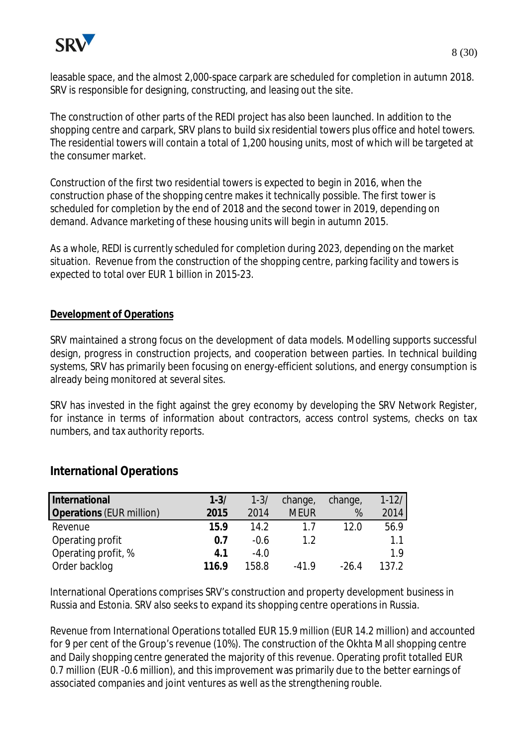leasable space, and the almost 2,000-space carpark are scheduled for completion in autumn 2018. SRV is responsible for designing, constructing, and leasing out the site.

The construction of other parts of the REDI project has also been launched. In addition to the shopping centre and carpark, SRV plans to build six residential towers plus office and hotel towers. The residential towers will contain a total of 1,200 housing units, most of which will be targeted at the consumer market.

Construction of the first two residential towers is expected to begin in 2016, when the construction phase of the shopping centre makes it technically possible. The first tower is scheduled for completion by the end of 2018 and the second tower in 2019, depending on demand. Advance marketing of these housing units will begin in autumn 2015.

As a whole, REDI is currently scheduled for completion during 2023, depending on the market situation. Revenue from the construction of the shopping centre, parking facility and towers is expected to total over EUR 1 billion in 2015-23.

**Development of Operations**

SRV maintained a strong focus on the development of data models. Modelling supports successful design, progress in construction projects, and cooperation between parties. In technical building systems, SRV has primarily been focusing on energy-efficient solutions, and energy consumption is already being monitored at several sites.

SRV has invested in the fight against the grey economy by developing the SRV Network Register, for instance in terms of information about contractors, access control systems, checks on tax numbers, and tax authority reports.

## International Operations

| **International Operations** (EUR million) | **1-3/ 2015** | 1-3/ 2014 | change, MEUR | change, % | 1-12/ 2014 |
|---|---|---|---|---|---|
| Revenue | **15.9** | 14.2 | 1.7 | 12.0 | 56.9 |
| Operating profit | **0.7** | -0.6 | 1.2 | | 1.1 |
| Operating profit, % | **4.1** | -4.0 | | | 1.9 |
| Order backlog | **116.9** | 158.8 | -41.9 | -26.4 | 137.2 |

International Operations comprises SRV's construction and property development business in Russia and Estonia. SRV also seeks to expand its shopping centre operations in Russia.

Revenue from International Operations totalled EUR 15.9 million (EUR 14.2 million) and accounted for 9 per cent of the Group's revenue (10%). The construction of the Okhta Mall shopping centre and Daily shopping centre generated the majority of this revenue. Operating profit totalled EUR 0.7 million (EUR -0.6 million), and this improvement was primarily due to the better earnings of associated companies and joint ventures as well as the strengthening rouble.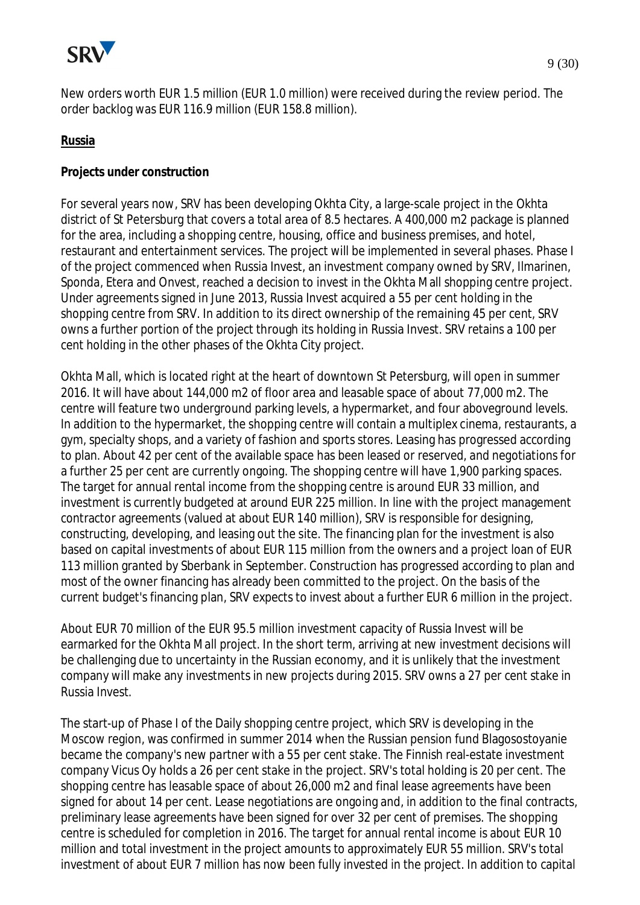New orders worth EUR 1.5 million (EUR 1.0 million) were received during the review period. The order backlog was EUR 116.9 million (EUR 158.8 million).

**Russia**

**Projects under construction**

For several years now, SRV has been developing Okhta City, a large-scale project in the Okhta district of St Petersburg that covers a total area of 8.5 hectares. A 400,000 m2 package is planned for the area, including a shopping centre, housing, office and business premises, and hotel, restaurant and entertainment services. The project will be implemented in several phases. Phase I of the project commenced when Russia Invest, an investment company owned by SRV, Ilmarinen, Sponda, Etera and Onvest, reached a decision to invest in the Okhta Mall shopping centre project. Under agreements signed in June 2013, Russia Invest acquired a 55 per cent holding in the shopping centre from SRV. In addition to its direct ownership of the remaining 45 per cent, SRV owns a further portion of the project through its holding in Russia Invest. SRV retains a 100 per cent holding in the other phases of the Okhta City project.

Okhta Mall, which is located right at the heart of downtown St Petersburg, will open in summer 2016. It will have about 144,000 m2 of floor area and leasable space of about 77,000 m2. The centre will feature two underground parking levels, a hypermarket, and four aboveground levels. In addition to the hypermarket, the shopping centre will contain a multiplex cinema, restaurants, a gym, specialty shops, and a variety of fashion and sports stores. Leasing has progressed according to plan. About 42 per cent of the available space has been leased or reserved, and negotiations for a further 25 per cent are currently ongoing. The shopping centre will have 1,900 parking spaces. The target for annual rental income from the shopping centre is around EUR 33 million, and investment is currently budgeted at around EUR 225 million. In line with the project management contractor agreements (valued at about EUR 140 million), SRV is responsible for designing, constructing, developing, and leasing out the site. The financing plan for the investment is also based on capital investments of about EUR 115 million from the owners and a project loan of EUR 113 million granted by Sberbank in September. Construction has progressed according to plan and most of the owner financing has already been committed to the project. On the basis of the current budget's financing plan, SRV expects to invest about a further EUR 6 million in the project.

About EUR 70 million of the EUR 95.5 million investment capacity of Russia Invest will be earmarked for the Okhta Mall project. In the short term, arriving at new investment decisions will be challenging due to uncertainty in the Russian economy, and it is unlikely that the investment company will make any investments in new projects during 2015. SRV owns a 27 per cent stake in Russia Invest.

The start-up of Phase I of the Daily shopping centre project, which SRV is developing in the Moscow region, was confirmed in summer 2014 when the Russian pension fund Blagosostoyanie became the company's new partner with a 55 per cent stake. The Finnish real-estate investment company Vicus Oy holds a 26 per cent stake in the project. SRV's total holding is 20 per cent. The shopping centre has leasable space of about 26,000 m2 and final lease agreements have been signed for about 14 per cent. Lease negotiations are ongoing and, in addition to the final contracts, preliminary lease agreements have been signed for over 32 per cent of premises. The shopping centre is scheduled for completion in 2016. The target for annual rental income is about EUR 10 million and total investment in the project amounts to approximately EUR 55 million. SRV's total investment of about EUR 7 million has now been fully invested in the project. In addition to capital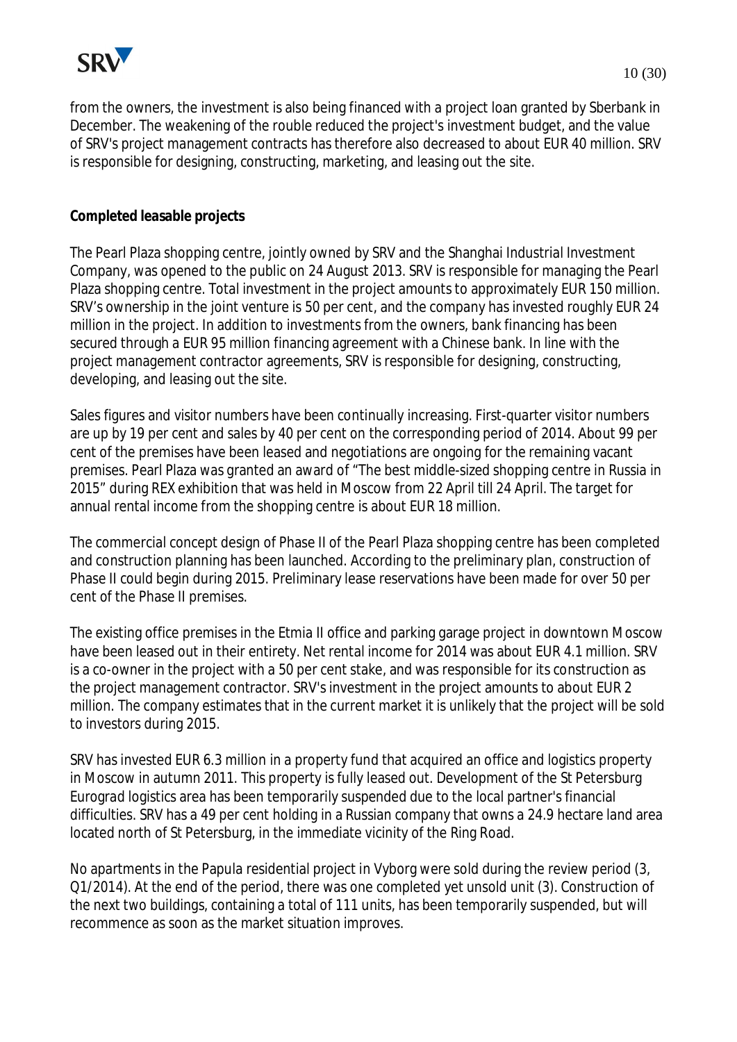from the owners, the investment is also being financed with a project loan granted by Sberbank in December. The weakening of the rouble reduced the project's investment budget, and the value of SRV's project management contracts has therefore also decreased to about EUR 40 million. SRV is responsible for designing, constructing, marketing, and leasing out the site.

**Completed leasable projects**

The Pearl Plaza shopping centre, jointly owned by SRV and the Shanghai Industrial Investment Company, was opened to the public on 24 August 2013. SRV is responsible for managing the Pearl Plaza shopping centre. Total investment in the project amounts to approximately EUR 150 million. SRV's ownership in the joint venture is 50 per cent, and the company has invested roughly EUR 24 million in the project. In addition to investments from the owners, bank financing has been secured through a EUR 95 million financing agreement with a Chinese bank. In line with the project management contractor agreements, SRV is responsible for designing, constructing, developing, and leasing out the site.

Sales figures and visitor numbers have been continually increasing. First-quarter visitor numbers are up by 19 per cent and sales by 40 per cent on the corresponding period of 2014. About 99 per cent of the premises have been leased and negotiations are ongoing for the remaining vacant premises. Pearl Plaza was granted an award of "The best middle-sized shopping centre in Russia in 2015" during REX exhibition that was held in Moscow from 22 April till 24 April. The target for annual rental income from the shopping centre is about EUR 18 million.

The commercial concept design of Phase II of the Pearl Plaza shopping centre has been completed and construction planning has been launched. According to the preliminary plan, construction of Phase II could begin during 2015. Preliminary lease reservations have been made for over 50 per cent of the Phase II premises.

The existing office premises in the Etmia II office and parking garage project in downtown Moscow have been leased out in their entirety. Net rental income for 2014 was about EUR 4.1 million. SRV is a co-owner in the project with a 50 per cent stake, and was responsible for its construction as the project management contractor. SRV's investment in the project amounts to about EUR 2 million. The company estimates that in the current market it is unlikely that the project will be sold to investors during 2015.

SRV has invested EUR 6.3 million in a property fund that acquired an office and logistics property in Moscow in autumn 2011. This property is fully leased out. Development of the St Petersburg Eurograd logistics area has been temporarily suspended due to the local partner's financial difficulties. SRV has a 49 per cent holding in a Russian company that owns a 24.9 hectare land area located north of St Petersburg, in the immediate vicinity of the Ring Road.

No apartments in the Papula residential project in Vyborg were sold during the review period (3, Q1/2014). At the end of the period, there was one completed yet unsold unit (3). Construction of the next two buildings, containing a total of 111 units, has been temporarily suspended, but will recommence as soon as the market situation improves.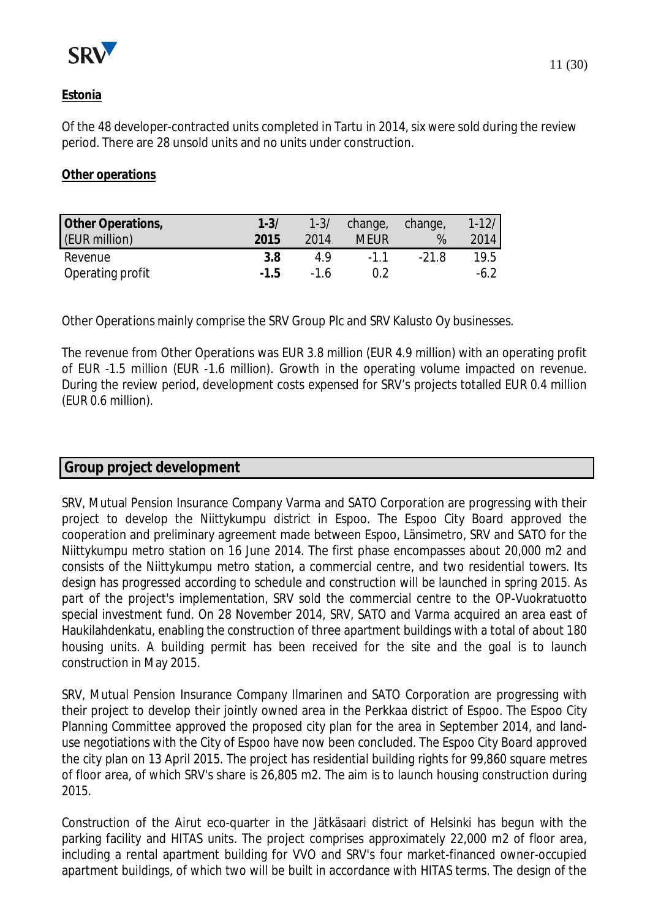**Estonia**

Of the 48 developer-contracted units completed in Tartu in 2014, six were sold during the review period. There are 28 unsold units and no units under construction.

**Other operations**

| **Other Operations,** (EUR million) | **1-3/ 2015** | 1-3/ 2014 | change, MEUR | change, % | 1-12/ 2014 |
|---|---|---|---|---|---|
| Revenue | **3.8** | 4.9 | -1.1 | -21.8 | 19.5 |
| Operating profit | **-1.5** | -1.6 | 0.2 | | -6.2 |

Other Operations mainly comprise the SRV Group Plc and SRV Kalusto Oy businesses.

The revenue from Other Operations was EUR 3.8 million (EUR 4.9 million) with an operating profit of EUR -1.5 million (EUR -1.6 million). Growth in the operating volume impacted on revenue. During the review period, development costs expensed for SRV's projects totalled EUR 0.4 million (EUR 0.6 million).

## Group project development

SRV, Mutual Pension Insurance Company Varma and SATO Corporation are progressing with their project to develop the Niittykumpu district in Espoo. The Espoo City Board approved the cooperation and preliminary agreement made between Espoo, Länsimetro, SRV and SATO for the Niittykumpu metro station on 16 June 2014. The first phase encompasses about 20,000 m2 and consists of the Niittykumpu metro station, a commercial centre, and two residential towers. Its design has progressed according to schedule and construction will be launched in spring 2015. As part of the project's implementation, SRV sold the commercial centre to the OP-Vuokratuotto special investment fund. On 28 November 2014, SRV, SATO and Varma acquired an area east of Haukilahdenkatu, enabling the construction of three apartment buildings with a total of about 180 housing units. A building permit has been received for the site and the goal is to launch construction in May 2015.

SRV, Mutual Pension Insurance Company Ilmarinen and SATO Corporation are progressing with their project to develop their jointly owned area in the Perkkaa district of Espoo. The Espoo City Planning Committee approved the proposed city plan for the area in September 2014, and land-use negotiations with the City of Espoo have now been concluded. The Espoo City Board approved the city plan on 13 April 2015. The project has residential building rights for 99,860 square metres of floor area, of which SRV's share is 26,805 m2. The aim is to launch housing construction during 2015.

Construction of the Airut eco-quarter in the Jätkäsaari district of Helsinki has begun with the parking facility and HITAS units. The project comprises approximately 22,000 m2 of floor area, including a rental apartment building for VVO and SRV's four market-financed owner-occupied apartment buildings, of which two will be built in accordance with HITAS terms. The design of the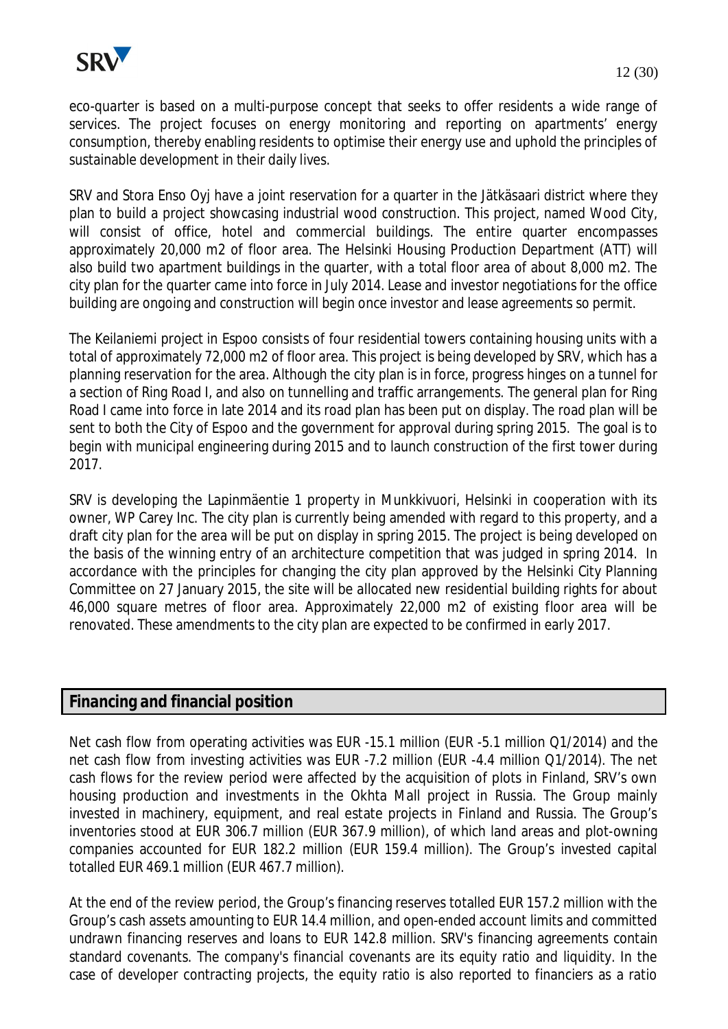eco-quarter is based on a multi-purpose concept that seeks to offer residents a wide range of services. The project focuses on energy monitoring and reporting on apartments' energy consumption, thereby enabling residents to optimise their energy use and uphold the principles of sustainable development in their daily lives.

SRV and Stora Enso Oyj have a joint reservation for a quarter in the Jätkäsaari district where they plan to build a project showcasing industrial wood construction. This project, named Wood City, will consist of office, hotel and commercial buildings. The entire quarter encompasses approximately 20,000 m2 of floor area. The Helsinki Housing Production Department (ATT) will also build two apartment buildings in the quarter, with a total floor area of about 8,000 m2. The city plan for the quarter came into force in July 2014. Lease and investor negotiations for the office building are ongoing and construction will begin once investor and lease agreements so permit.

The Keilaniemi project in Espoo consists of four residential towers containing housing units with a total of approximately 72,000 m2 of floor area. This project is being developed by SRV, which has a planning reservation for the area. Although the city plan is in force, progress hinges on a tunnel for a section of Ring Road I, and also on tunnelling and traffic arrangements. The general plan for Ring Road I came into force in late 2014 and its road plan has been put on display. The road plan will be sent to both the City of Espoo and the government for approval during spring 2015. The goal is to begin with municipal engineering during 2015 and to launch construction of the first tower during 2017.

SRV is developing the Lapinmäentie 1 property in Munkkivuori, Helsinki in cooperation with its owner, WP Carey Inc. The city plan is currently being amended with regard to this property, and a draft city plan for the area will be put on display in spring 2015. The project is being developed on the basis of the winning entry of an architecture competition that was judged in spring 2014. In accordance with the principles for changing the city plan approved by the Helsinki City Planning Committee on 27 January 2015, the site will be allocated new residential building rights for about 46,000 square metres of floor area. Approximately 22,000 m2 of existing floor area will be renovated. These amendments to the city plan are expected to be confirmed in early 2017.

## Financing and financial position

Net cash flow from operating activities was EUR -15.1 million (EUR -5.1 million Q1/2014) and the net cash flow from investing activities was EUR -7.2 million (EUR -4.4 million Q1/2014). The net cash flows for the review period were affected by the acquisition of plots in Finland, SRV's own housing production and investments in the Okhta Mall project in Russia. The Group mainly invested in machinery, equipment, and real estate projects in Finland and Russia. The Group's inventories stood at EUR 306.7 million (EUR 367.9 million), of which land areas and plot-owning companies accounted for EUR 182.2 million (EUR 159.4 million). The Group's invested capital totalled EUR 469.1 million (EUR 467.7 million).

At the end of the review period, the Group's financing reserves totalled EUR 157.2 million with the Group's cash assets amounting to EUR 14.4 million, and open-ended account limits and committed undrawn financing reserves and loans to EUR 142.8 million. SRV's financing agreements contain standard covenants. The company's financial covenants are its equity ratio and liquidity. In the case of developer contracting projects, the equity ratio is also reported to financiers as a ratio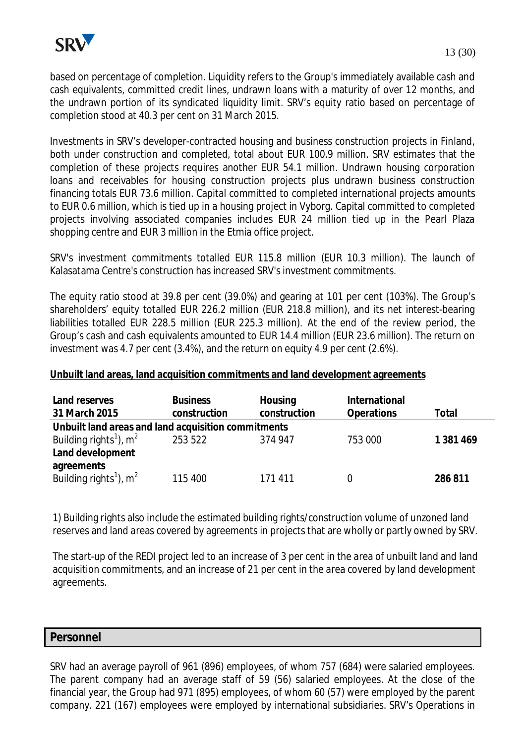based on percentage of completion. Liquidity refers to the Group's immediately available cash and cash equivalents, committed credit lines, undrawn loans with a maturity of over 12 months, and the undrawn portion of its syndicated liquidity limit. SRV's equity ratio based on percentage of completion stood at 40.3 per cent on 31 March 2015.

Investments in SRV's developer-contracted housing and business construction projects in Finland, both under construction and completed, total about EUR 100.9 million. SRV estimates that the completion of these projects requires another EUR 54.1 million. Undrawn housing corporation loans and receivables for housing construction projects plus undrawn business construction financing totals EUR 73.6 million. Capital committed to completed international projects amounts to EUR 0.6 million, which is tied up in a housing project in Vyborg. Capital committed to completed projects involving associated companies includes EUR 24 million tied up in the Pearl Plaza shopping centre and EUR 3 million in the Etmia office project.

SRV's investment commitments totalled EUR 115.8 million (EUR 10.3 million). The launch of Kalasatama Centre's construction has increased SRV's investment commitments.

The equity ratio stood at 39.8 per cent (39.0%) and gearing at 101 per cent (103%). The Group's shareholders' equity totalled EUR 226.2 million (EUR 218.8 million), and its net interest-bearing liabilities totalled EUR 228.5 million (EUR 225.3 million). At the end of the review period, the Group's cash and cash equivalents amounted to EUR 14.4 million (EUR 23.6 million). The return on investment was 4.7 per cent (3.4%), and the return on equity 4.9 per cent (2.6%).

**Unbuilt land areas, land acquisition commitments and land development agreements**

| Land reserves 31 March 2015 | Business construction | Housing construction | International Operations | Total |
|---|---|---|---|---|
| **Unbuilt land areas and land acquisition commitments** | | | | |
| Building rights[1], $m^2$ | 253 522 | 374 947 | 753 000 | **1 381 469** |
| **Land development agreements** | | | | |
| Building rights[1], $m^2$ | 115 400 | 171 411 | 0 | **286 811** |

1) Building rights also include the estimated building rights/construction volume of unzoned land reserves and land areas covered by agreements in projects that are wholly or partly owned by SRV.

The start-up of the REDI project led to an increase of 3 per cent in the area of unbuilt land and land acquisition commitments, and an increase of 21 per cent in the area covered by land development agreements.

## Personnel

SRV had an average payroll of 961 (896) employees, of whom 757 (684) were salaried employees. The parent company had an average staff of 59 (56) salaried employees. At the close of the financial year, the Group had 971 (895) employees, of whom 60 (57) were employed by the parent company. 221 (167) employees were employed by international subsidiaries. SRV's Operations in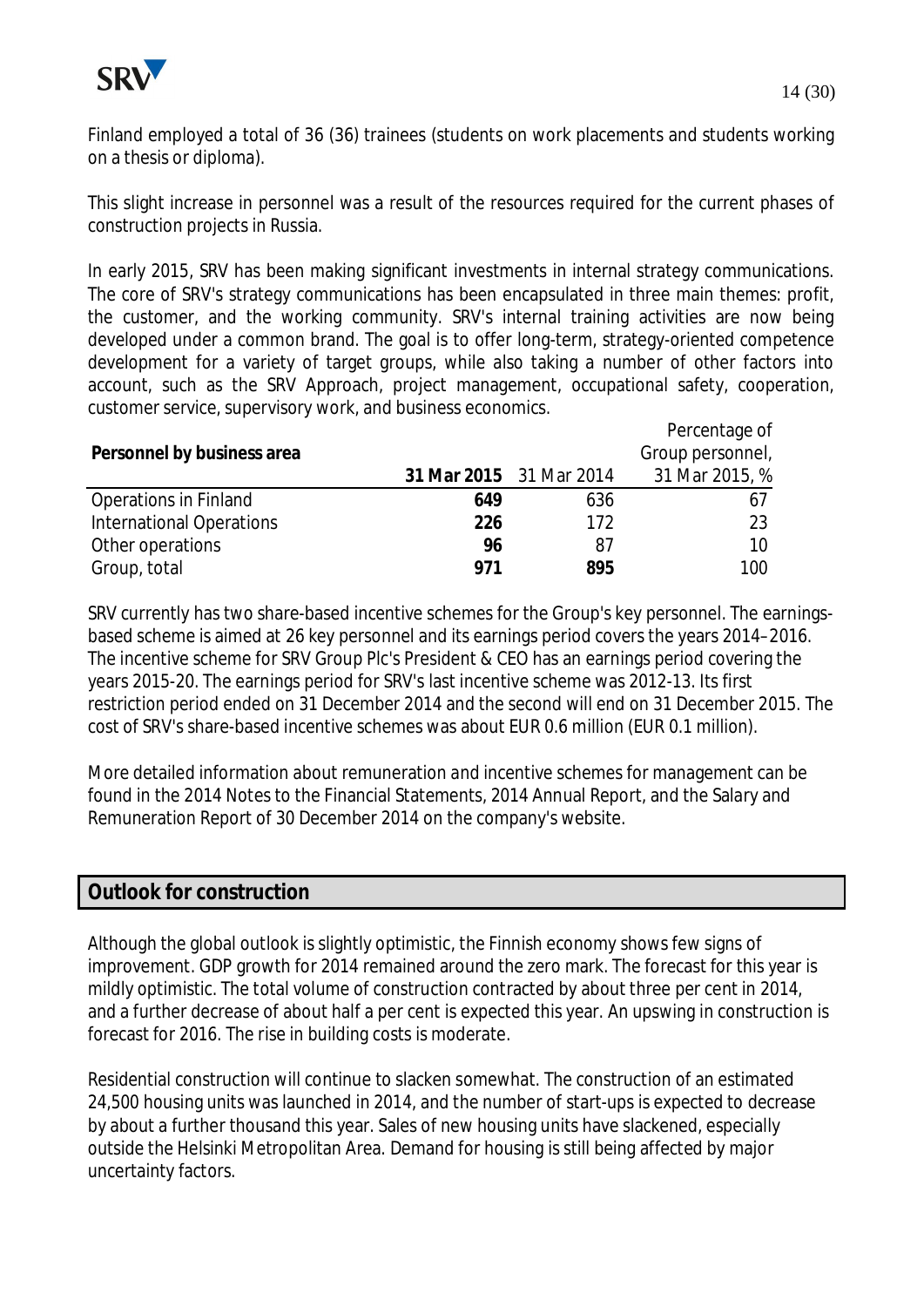Finland employed a total of 36 (36) trainees (students on work placements and students working on a thesis or diploma).

This slight increase in personnel was a result of the resources required for the current phases of construction projects in Russia.

In early 2015, SRV has been making significant investments in internal strategy communications. The core of SRV's strategy communications has been encapsulated in three main themes: profit, the customer, and the working community. SRV's internal training activities are now being developed under a common brand. The goal is to offer long-term, strategy-oriented competence development for a variety of target groups, while also taking a number of other factors into account, such as the SRV Approach, project management, occupational safety, cooperation, customer service, supervisory work, and business economics.

| **Personnel by business area** | **31 Mar 2015** | 31 Mar 2014 | Percentage of Group personnel, 31 Mar 2015, % |
|---|---|---|---|
| Operations in Finland | **649** | 636 | 67 |
| International Operations | **226** | 172 | 23 |
| Other operations | **96** | 87 | 10 |
| Group, total | **971** | **895** | 100 |

SRV currently has two share-based incentive schemes for the Group's key personnel. The earnings-based scheme is aimed at 26 key personnel and its earnings period covers the years 2014–2016. The incentive scheme for SRV Group Plc's President & CEO has an earnings period covering the years 2015-20. The earnings period for SRV's last incentive scheme was 2012-13. Its first restriction period ended on 31 December 2014 and the second will end on 31 December 2015. The cost of SRV's share-based incentive schemes was about EUR 0.6 million (EUR 0.1 million).

More detailed information about remuneration and incentive schemes for management can be found in the 2014 Notes to the Financial Statements, 2014 Annual Report, and the Salary and Remuneration Report of 30 December 2014 on the company's website.

## Outlook for construction

Although the global outlook is slightly optimistic, the Finnish economy shows few signs of improvement. GDP growth for 2014 remained around the zero mark. The forecast for this year is mildly optimistic. The total volume of construction contracted by about three per cent in 2014, and a further decrease of about half a per cent is expected this year. An upswing in construction is forecast for 2016. The rise in building costs is moderate.

Residential construction will continue to slacken somewhat. The construction of an estimated 24,500 housing units was launched in 2014, and the number of start-ups is expected to decrease by about a further thousand this year. Sales of new housing units have slackened, especially outside the Helsinki Metropolitan Area. Demand for housing is still being affected by major uncertainty factors.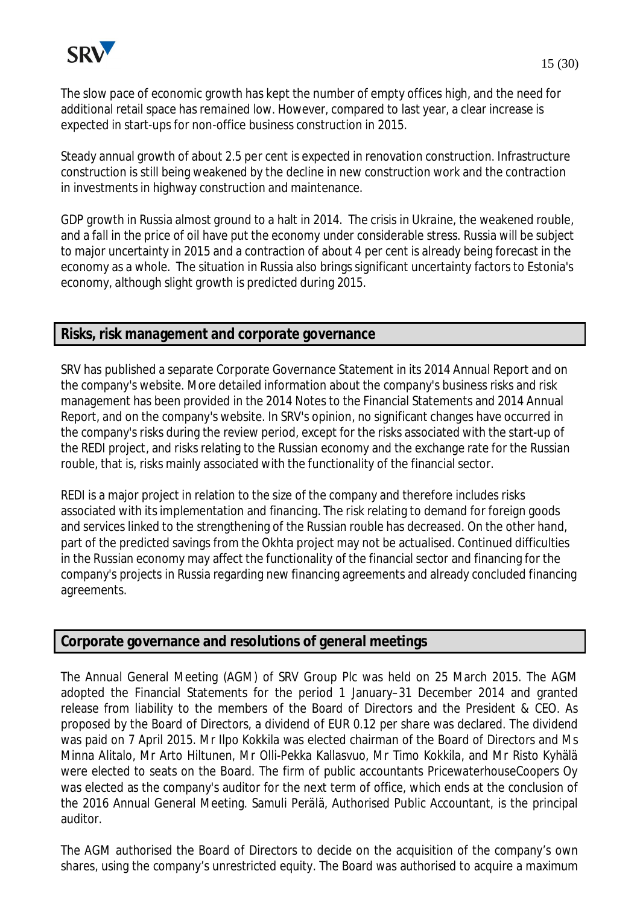The slow pace of economic growth has kept the number of empty offices high, and the need for additional retail space has remained low. However, compared to last year, a clear increase is expected in start-ups for non-office business construction in 2015.

Steady annual growth of about 2.5 per cent is expected in renovation construction. Infrastructure construction is still being weakened by the decline in new construction work and the contraction in investments in highway construction and maintenance.

GDP growth in Russia almost ground to a halt in 2014. The crisis in Ukraine, the weakened rouble, and a fall in the price of oil have put the economy under considerable stress. Russia will be subject to major uncertainty in 2015 and a contraction of about 4 per cent is already being forecast in the economy as a whole. The situation in Russia also brings significant uncertainty factors to Estonia's economy, although slight growth is predicted during 2015.

## Risks, risk management and corporate governance

SRV has published a separate Corporate Governance Statement in its 2014 Annual Report and on the company's website. More detailed information about the company's business risks and risk management has been provided in the 2014 Notes to the Financial Statements and 2014 Annual Report, and on the company's website. In SRV's opinion, no significant changes have occurred in the company's risks during the review period, except for the risks associated with the start-up of the REDI project, and risks relating to the Russian economy and the exchange rate for the Russian rouble, that is, risks mainly associated with the functionality of the financial sector.

REDI is a major project in relation to the size of the company and therefore includes risks associated with its implementation and financing. The risk relating to demand for foreign goods and services linked to the strengthening of the Russian rouble has decreased. On the other hand, part of the predicted savings from the Okhta project may not be actualised. Continued difficulties in the Russian economy may affect the functionality of the financial sector and financing for the company's projects in Russia regarding new financing agreements and already concluded financing agreements.

## Corporate governance and resolutions of general meetings

The Annual General Meeting (AGM) of SRV Group Plc was held on 25 March 2015. The AGM adopted the Financial Statements for the period 1 January–31 December 2014 and granted release from liability to the members of the Board of Directors and the President & CEO. As proposed by the Board of Directors, a dividend of EUR 0.12 per share was declared. The dividend was paid on 7 April 2015. Mr Ilpo Kokkila was elected chairman of the Board of Directors and Ms Minna Alitalo, Mr Arto Hiltunen, Mr Olli-Pekka Kallasvuo, Mr Timo Kokkila, and Mr Risto Kyhälä were elected to seats on the Board. The firm of public accountants PricewaterhouseCoopers Oy was elected as the company's auditor for the next term of office, which ends at the conclusion of the 2016 Annual General Meeting. Samuli Perälä, Authorised Public Accountant, is the principal auditor.

The AGM authorised the Board of Directors to decide on the acquisition of the company's own shares, using the company's unrestricted equity. The Board was authorised to acquire a maximum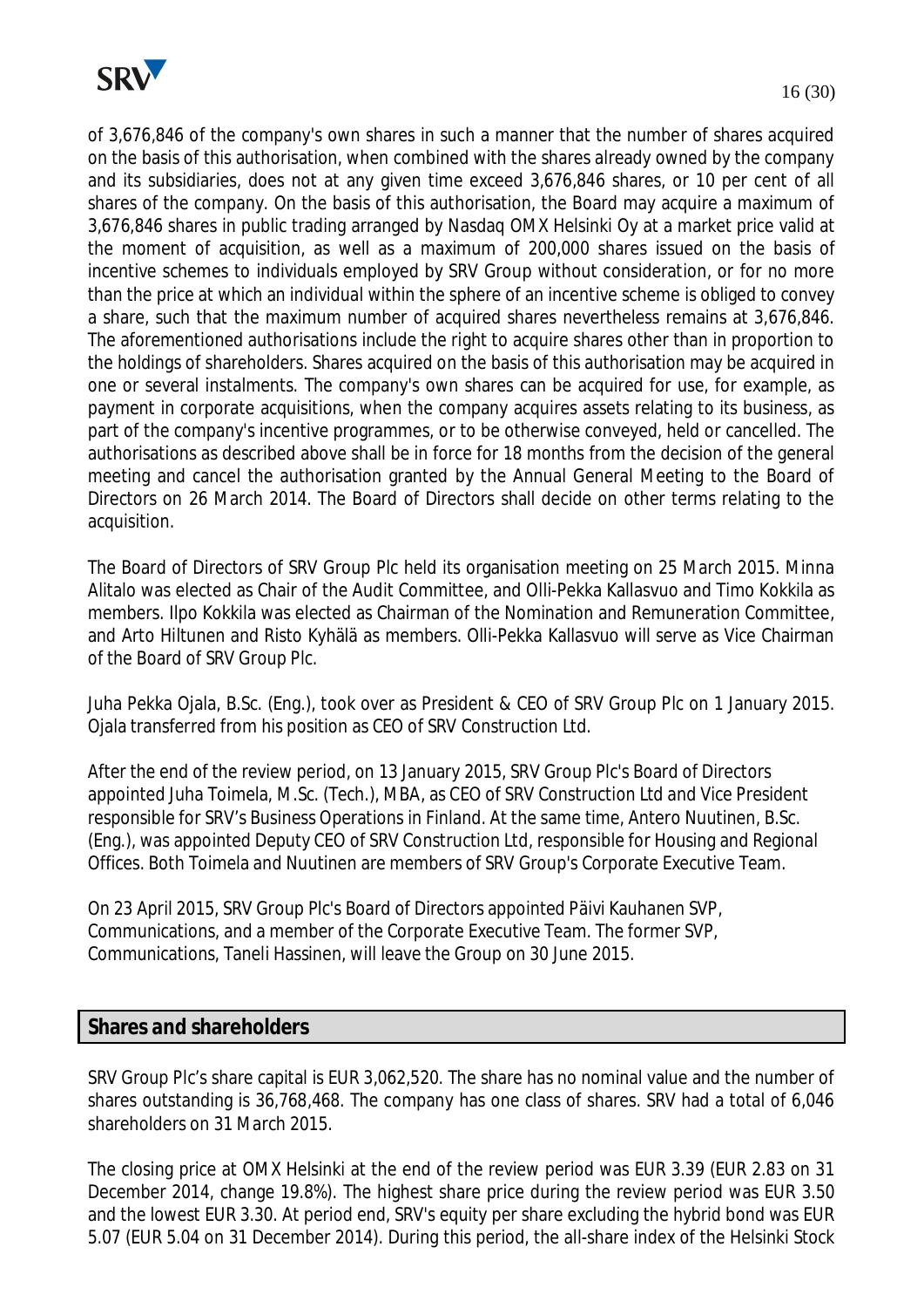of 3,676,846 of the company's own shares in such a manner that the number of shares acquired on the basis of this authorisation, when combined with the shares already owned by the company and its subsidiaries, does not at any given time exceed 3,676,846 shares, or 10 per cent of all shares of the company. On the basis of this authorisation, the Board may acquire a maximum of 3,676,846 shares in public trading arranged by Nasdaq OMX Helsinki Oy at a market price valid at the moment of acquisition, as well as a maximum of 200,000 shares issued on the basis of incentive schemes to individuals employed by SRV Group without consideration, or for no more than the price at which an individual within the sphere of an incentive scheme is obliged to convey a share, such that the maximum number of acquired shares nevertheless remains at 3,676,846. The aforementioned authorisations include the right to acquire shares other than in proportion to the holdings of shareholders. Shares acquired on the basis of this authorisation may be acquired in one or several instalments. The company's own shares can be acquired for use, for example, as payment in corporate acquisitions, when the company acquires assets relating to its business, as part of the company's incentive programmes, or to be otherwise conveyed, held or cancelled. The authorisations as described above shall be in force for 18 months from the decision of the general meeting and cancel the authorisation granted by the Annual General Meeting to the Board of Directors on 26 March 2014. The Board of Directors shall decide on other terms relating to the acquisition.

The Board of Directors of SRV Group Plc held its organisation meeting on 25 March 2015. Minna Alitalo was elected as Chair of the Audit Committee, and Olli-Pekka Kallasvuo and Timo Kokkila as members. Ilpo Kokkila was elected as Chairman of the Nomination and Remuneration Committee, and Arto Hiltunen and Risto Kyhälä as members. Olli-Pekka Kallasvuo will serve as Vice Chairman of the Board of SRV Group Plc.

Juha Pekka Ojala, B.Sc. (Eng.), took over as President & CEO of SRV Group Plc on 1 January 2015. Ojala transferred from his position as CEO of SRV Construction Ltd.

After the end of the review period, on 13 January 2015, SRV Group Plc's Board of Directors appointed Juha Toimela, M.Sc. (Tech.), MBA, as CEO of SRV Construction Ltd and Vice President responsible for SRV's Business Operations in Finland. At the same time, Antero Nuutinen, B.Sc. (Eng.), was appointed Deputy CEO of SRV Construction Ltd, responsible for Housing and Regional Offices. Both Toimela and Nuutinen are members of SRV Group's Corporate Executive Team.

On 23 April 2015, SRV Group Plc's Board of Directors appointed Päivi Kauhanen SVP, Communications, and a member of the Corporate Executive Team. The former SVP, Communications, Taneli Hassinen, will leave the Group on 30 June 2015.

## Shares and shareholders

SRV Group Plc's share capital is EUR 3,062,520. The share has no nominal value and the number of shares outstanding is 36,768,468. The company has one class of shares. SRV had a total of 6,046 shareholders on 31 March 2015.

The closing price at OMX Helsinki at the end of the review period was EUR 3.39 (EUR 2.83 on 31 December 2014, change 19.8%). The highest share price during the review period was EUR 3.50 and the lowest EUR 3.30. At period end, SRV's equity per share excluding the hybrid bond was EUR 5.07 (EUR 5.04 on 31 December 2014). During this period, the all-share index of the Helsinki Stock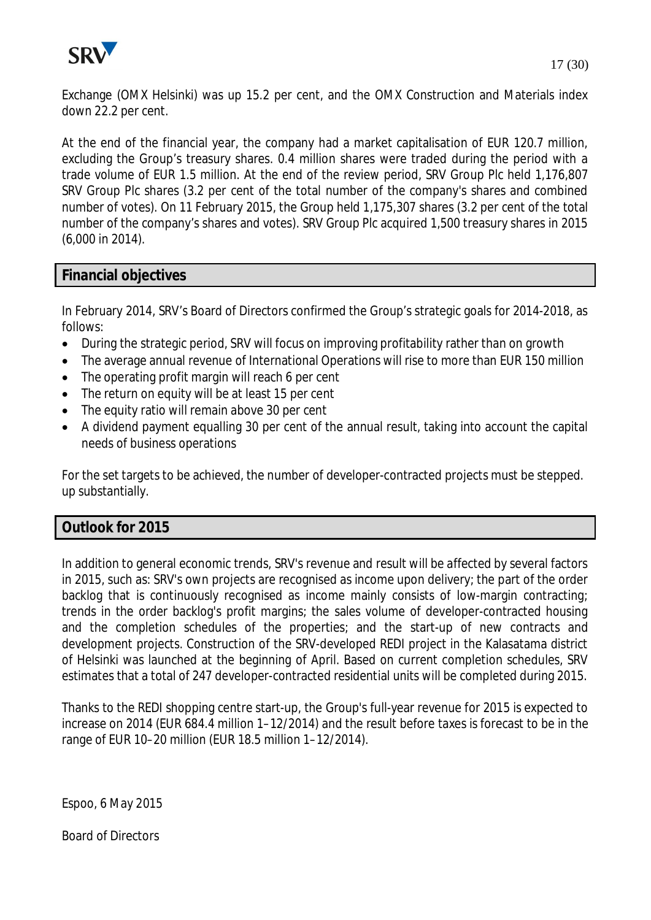Exchange (OMX Helsinki) was up 15.2 per cent, and the OMX Construction and Materials index down 22.2 per cent.

At the end of the financial year, the company had a market capitalisation of EUR 120.7 million, excluding the Group's treasury shares. 0.4 million shares were traded during the period with a trade volume of EUR 1.5 million. At the end of the review period, SRV Group Plc held 1,176,807 SRV Group Plc shares (3.2 per cent of the total number of the company's shares and combined number of votes). On 11 February 2015, the Group held 1,175,307 shares (3.2 per cent of the total number of the company's shares and votes). SRV Group Plc acquired 1,500 treasury shares in 2015 (6,000 in 2014).

## Financial objectives

In February 2014, SRV's Board of Directors confirmed the Group's strategic goals for 2014-2018, as follows:

- During the strategic period, SRV will focus on improving profitability rather than on growth
- The average annual revenue of International Operations will rise to more than EUR 150 million
- The operating profit margin will reach 6 per cent
- The return on equity will be at least 15 per cent
- The equity ratio will remain above 30 per cent
- A dividend payment equalling 30 per cent of the annual result, taking into account the capital needs of business operations

For the set targets to be achieved, the number of developer-contracted projects must be stepped. up substantially.

## Outlook for 2015

In addition to general economic trends, SRV's revenue and result will be affected by several factors in 2015, such as: SRV's own projects are recognised as income upon delivery; the part of the order backlog that is continuously recognised as income mainly consists of low-margin contracting; trends in the order backlog's profit margins; the sales volume of developer-contracted housing and the completion schedules of the properties; and the start-up of new contracts and development projects. Construction of the SRV-developed REDI project in the Kalasatama district of Helsinki was launched at the beginning of April. Based on current completion schedules, SRV estimates that a total of 247 developer-contracted residential units will be completed during 2015.

Thanks to the REDI shopping centre start-up, the Group's full-year revenue for 2015 is expected to increase on 2014 (EUR 684.4 million 1–12/2014) and the result before taxes is forecast to be in the range of EUR 10–20 million (EUR 18.5 million 1–12/2014).

Espoo, 6 May 2015

Board of Directors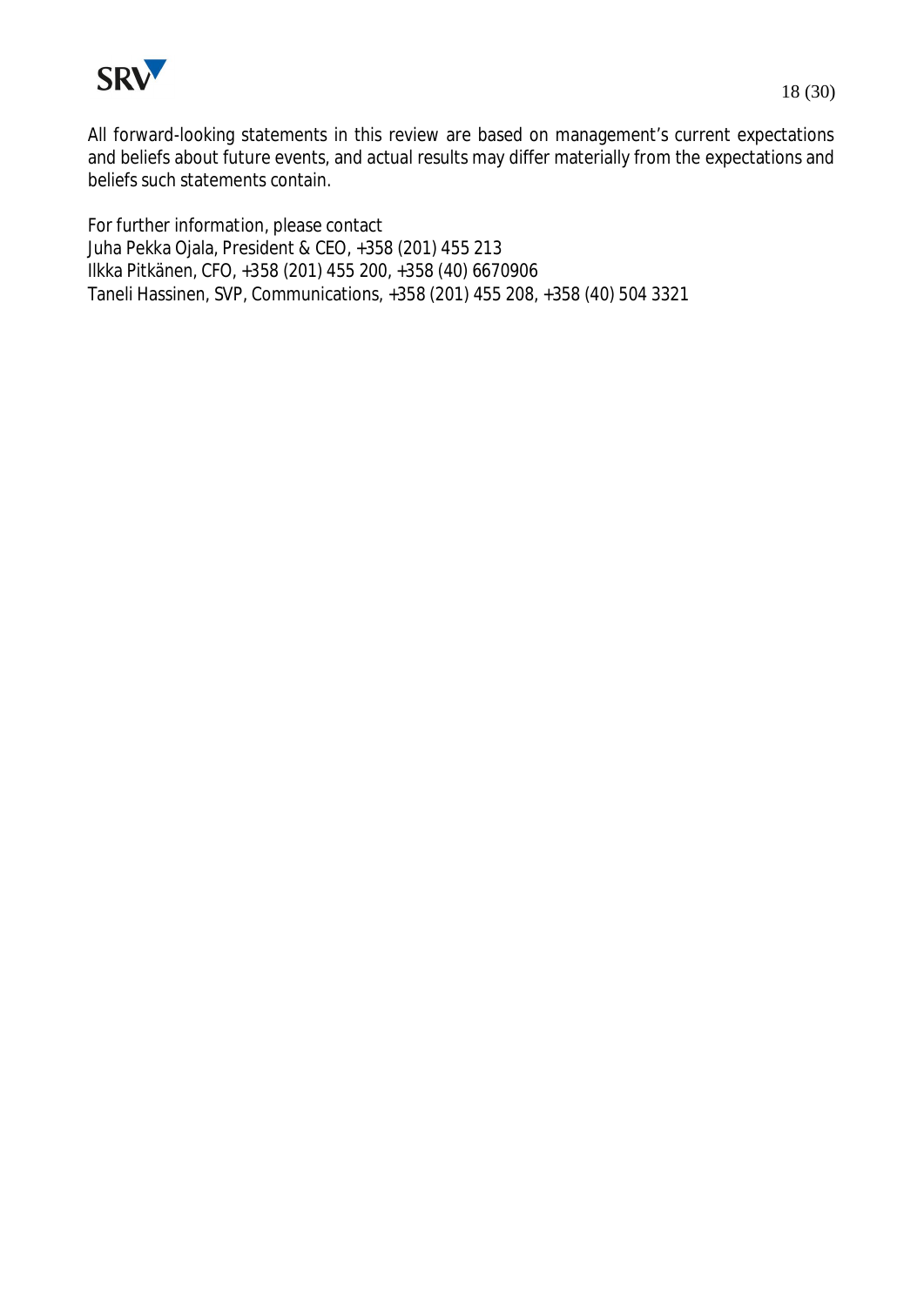All forward-looking statements in this review are based on management's current expectations and beliefs about future events, and actual results may differ materially from the expectations and beliefs such statements contain.

For further information, please contact
Juha Pekka Ojala, President & CEO, +358 (201) 455 213
Ilkka Pitkänen, CFO, +358 (201) 455 200, +358 (40) 6670906
Taneli Hassinen, SVP, Communications, +358 (201) 455 208, +358 (40) 504 3321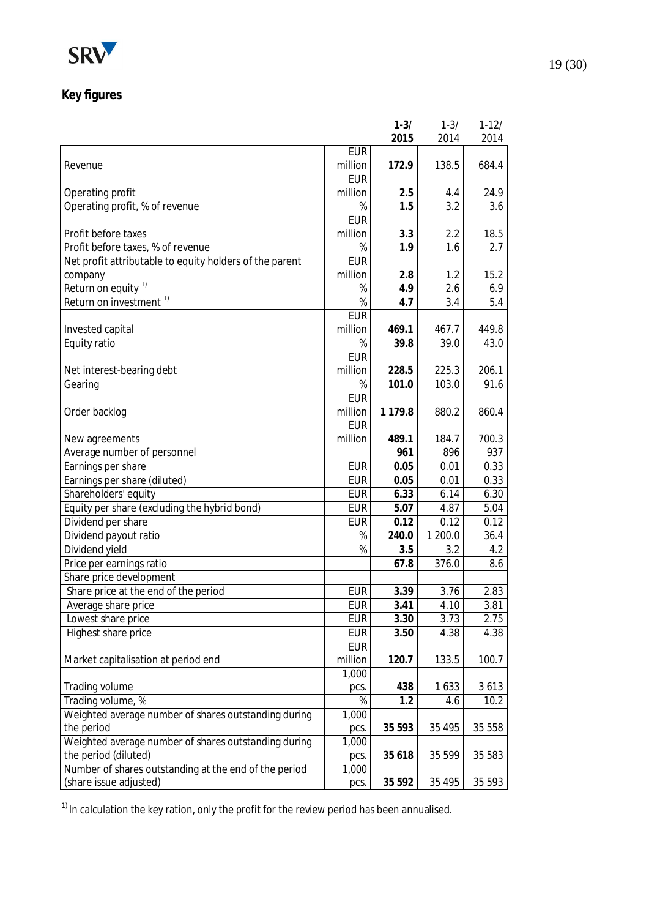## Key figures

| | | 1-3/ 2015 | 1-3/ 2014 | 1-12/ 2014 |
|---|---|---|---|---|
| Revenue | EUR million | **172.9** | 138.5 | 684.4 |
| Operating profit | EUR million | **2.5** | 4.4 | 24.9 |
| Operating profit, % of revenue | % | **1.5** | 3.2 | 3.6 |
| Profit before taxes | EUR million | **3.3** | 2.2 | 18.5 |
| Profit before taxes, % of revenue | % | **1.9** | 1.6 | 2.7 |
| Net profit attributable to equity holders of the parent company | EUR million | **2.8** | 1.2 | 15.2 |
| Return on equity [1] | % | **4.9** | 2.6 | 6.9 |
| Return on investment [1] | % | **4.7** | 3.4 | 5.4 |
| Invested capital | EUR million | **469.1** | 467.7 | 449.8 |
| Equity ratio | % | **39.8** | 39.0 | 43.0 |
| Net interest-bearing debt | EUR million | **228.5** | 225.3 | 206.1 |
| Gearing | % | **101.0** | 103.0 | 91.6 |
| Order backlog | EUR million | **1 179.8** | 880.2 | 860.4 |
| New agreements | EUR million | **489.1** | 184.7 | 700.3 |
| Average number of personnel | | **961** | 896 | 937 |
| Earnings per share | EUR | **0.05** | 0.01 | 0.33 |
| Earnings per share (diluted) | EUR | **0.05** | 0.01 | 0.33 |
| Shareholders' equity | EUR | **6.33** | 6.14 | 6.30 |
| Equity per share (excluding the hybrid bond) | EUR | **5.07** | 4.87 | 5.04 |
| Dividend per share | EUR | **0.12** | 0.12 | 0.12 |
| Dividend payout ratio | % | **240.0** | 1 200.0 | 36.4 |
| Dividend yield | % | **3.5** | 3.2 | 4.2 |
| Price per earnings ratio | | **67.8** | 376.0 | 8.6 |
| Share price development | | | | |
| Share price at the end of the period | EUR | **3.39** | 3.76 | 2.83 |
| Average share price | EUR | **3.41** | 4.10 | 3.81 |
| Lowest share price | EUR | **3.30** | 3.73 | 2.75 |
| Highest share price | EUR | **3.50** | 4.38 | 4.38 |
| Market capitalisation at period end | EUR million | **120.7** | 133.5 | 100.7 |
| Trading volume | 1,000 pcs. | **438** | 1 633 | 3 613 |
| Trading volume, % | % | **1.2** | 4.6 | 10.2 |
| Weighted average number of shares outstanding during the period | 1,000 pcs. | **35 593** | 35 495 | 35 558 |
| Weighted average number of shares outstanding during the period (diluted) | 1,000 pcs. | **35 618** | 35 599 | 35 583 |
| Number of shares outstanding at the end of the period (share issue adjusted) | 1,000 pcs. | **35 592** | 35 495 | 35 593 |

[1] In calculation the key ration, only the profit for the review period has been annualised.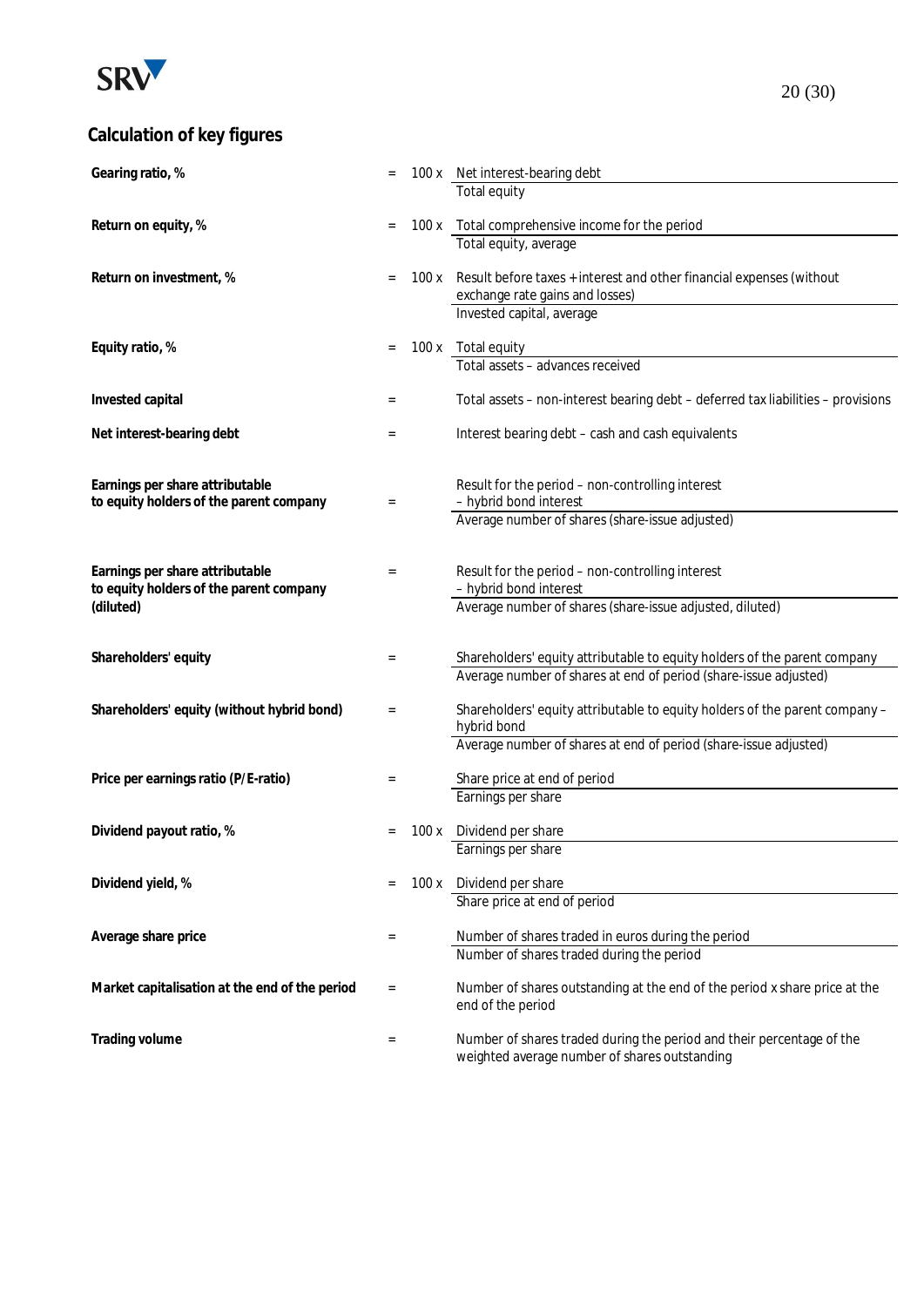## Calculation of key figures

**Gearing ratio, %** = $100 \times \dfrac{\text{Net interest-bearing debt}}{\text{Total equity}}$

**Return on equity, %** = $100 \times \dfrac{\text{Total comprehensive income for the period}}{\text{Total equity, average}}$

**Return on investment, %** = $100 \times \dfrac{\text{Result before taxes + interest and other financial expenses (without exchange rate gains and losses)}}{\text{Invested capital, average}}$

**Equity ratio, %** = $100 \times \dfrac{\text{Total equity}}{\text{Total assets – advances received}}$

**Invested capital** = Total assets – non-interest bearing debt – deferred tax liabilities – provisions

**Net interest-bearing debt** = Interest bearing debt – cash and cash equivalents

**Earnings per share attributable to equity holders of the parent company** = $\dfrac{\text{Result for the period – non-controlling interest – hybrid bond interest}}{\text{Average number of shares (share-issue adjusted)}}$

**Earnings per share attributable to equity holders of the parent company (diluted)** = $\dfrac{\text{Result for the period – non-controlling interest – hybrid bond interest}}{\text{Average number of shares (share-issue adjusted, diluted)}}$

**Shareholders' equity** = $\dfrac{\text{Shareholders' equity attributable to equity holders of the parent company}}{\text{Average number of shares at end of period (share-issue adjusted)}}$

**Shareholders' equity (without hybrid bond)** = $\dfrac{\text{Shareholders' equity attributable to equity holders of the parent company – hybrid bond}}{\text{Average number of shares at end of period (share-issue adjusted)}}$

**Price per earnings ratio (P/E-ratio)** = $\dfrac{\text{Share price at end of period}}{\text{Earnings per share}}$

**Dividend payout ratio, %** = $100 \times \dfrac{\text{Dividend per share}}{\text{Earnings per share}}$

**Dividend yield, %** = $100 \times \dfrac{\text{Dividend per share}}{\text{Share price at end of period}}$

**Average share price** = $\dfrac{\text{Number of shares traded in euros during the period}}{\text{Number of shares traded during the period}}$

**Market capitalisation at the end of the period** = Number of shares outstanding at the end of the period x share price at the end of the period

**Trading volume** = Number of shares traded during the period and their percentage of the weighted average number of shares outstanding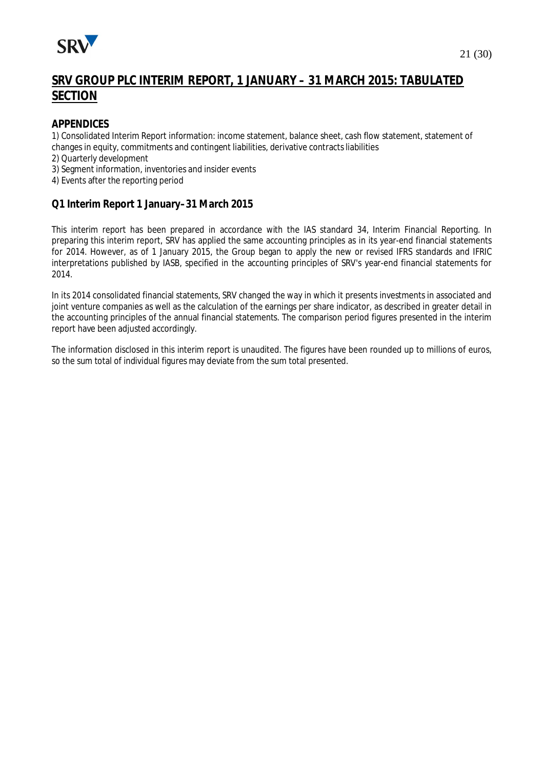# SRV GROUP PLC INTERIM REPORT, 1 JANUARY – 31 MARCH 2015: TABULATED SECTION

## APPENDICES

1) Consolidated Interim Report information: income statement, balance sheet, cash flow statement, statement of changes in equity, commitments and contingent liabilities, derivative contracts liabilities
2) Quarterly development
3) Segment information, inventories and insider events
4) Events after the reporting period

## Q1 Interim Report 1 January–31 March 2015

This interim report has been prepared in accordance with the IAS standard 34, Interim Financial Reporting. In preparing this interim report, SRV has applied the same accounting principles as in its year-end financial statements for 2014. However, as of 1 January 2015, the Group began to apply the new or revised IFRS standards and IFRIC interpretations published by IASB, specified in the accounting principles of SRV's year-end financial statements for 2014.

In its 2014 consolidated financial statements, SRV changed the way in which it presents investments in associated and joint venture companies as well as the calculation of the earnings per share indicator, as described in greater detail in the accounting principles of the annual financial statements. The comparison period figures presented in the interim report have been adjusted accordingly.

The information disclosed in this interim report is unaudited. The figures have been rounded up to millions of euros, so the sum total of individual figures may deviate from the sum total presented.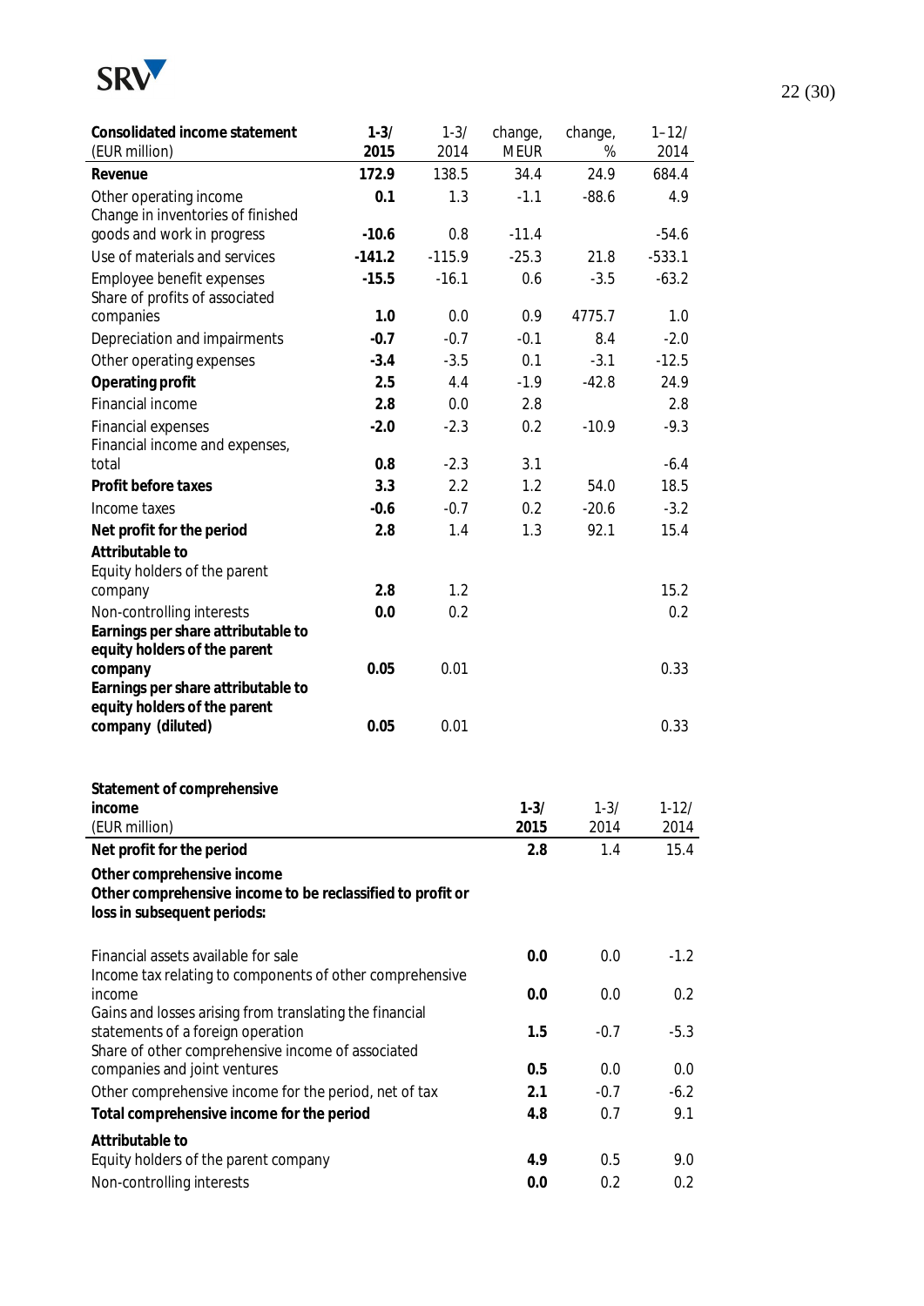| **Consolidated income statement** (EUR million) | **1-3/ 2015** | 1-3/ 2014 | change, MEUR | change, % | 1–12/ 2014 |
|---|---|---|---|---|---|
| **Revenue** | **172.9** | 138.5 | 34.4 | 24.9 | 684.4 |
| Other operating income | **0.1** | 1.3 | -1.1 | -88.6 | 4.9 |
| Change in inventories of finished goods and work in progress | **-10.6** | 0.8 | -11.4 | | -54.6 |
| Use of materials and services | **-141.2** | -115.9 | -25.3 | 21.8 | -533.1 |
| Employee benefit expenses | **-15.5** | -16.1 | 0.6 | -3.5 | -63.2 |
| Share of profits of associated companies | **1.0** | 0.0 | 0.9 | 4775.7 | 1.0 |
| Depreciation and impairments | **-0.7** | -0.7 | -0.1 | 8.4 | -2.0 |
| Other operating expenses | **-3.4** | -3.5 | 0.1 | -3.1 | -12.5 |
| **Operating profit** | **2.5** | 4.4 | -1.9 | -42.8 | 24.9 |
| Financial income | **2.8** | 0.0 | 2.8 | | 2.8 |
| Financial expenses | **-2.0** | -2.3 | 0.2 | -10.9 | -9.3 |
| Financial income and expenses, total | **0.8** | -2.3 | 3.1 | | -6.4 |
| **Profit before taxes** | **3.3** | 2.2 | 1.2 | 54.0 | 18.5 |
| Income taxes | **-0.6** | -0.7 | 0.2 | -20.6 | -3.2 |
| **Net profit for the period** | **2.8** | 1.4 | 1.3 | 92.1 | 15.4 |
| **Attributable to** | | | | | |
| Equity holders of the parent company | **2.8** | 1.2 | | | 15.2 |
| Non-controlling interests | **0.0** | 0.2 | | | 0.2 |
| **Earnings per share attributable to equity holders of the parent company** | **0.05** | 0.01 | | | 0.33 |
| **Earnings per share attributable to equity holders of the parent company (diluted)** | **0.05** | 0.01 | | | 0.33 |

| **Statement of comprehensive income** (EUR million) | **1-3/ 2015** | 1-3/ 2014 | 1-12/ 2014 |
|---|---|---|---|
| **Net profit for the period** | **2.8** | 1.4 | 15.4 |
| **Other comprehensive income** | | | |
| **Other comprehensive income to be reclassified to profit or loss in subsequent periods:** | | | |
| Financial assets available for sale | **0.0** | 0.0 | -1.2 |
| Income tax relating to components of other comprehensive income | **0.0** | 0.0 | 0.2 |
| Gains and losses arising from translating the financial statements of a foreign operation | **1.5** | -0.7 | -5.3 |
| Share of other comprehensive income of associated companies and joint ventures | **0.5** | 0.0 | 0.0 |
| Other comprehensive income for the period, net of tax | **2.1** | -0.7 | -6.2 |
| **Total comprehensive income for the period** | **4.8** | 0.7 | 9.1 |
| **Attributable to** | | | |
| Equity holders of the parent company | **4.9** | 0.5 | 9.0 |
| Non-controlling interests | **0.0** | 0.2 | 0.2 |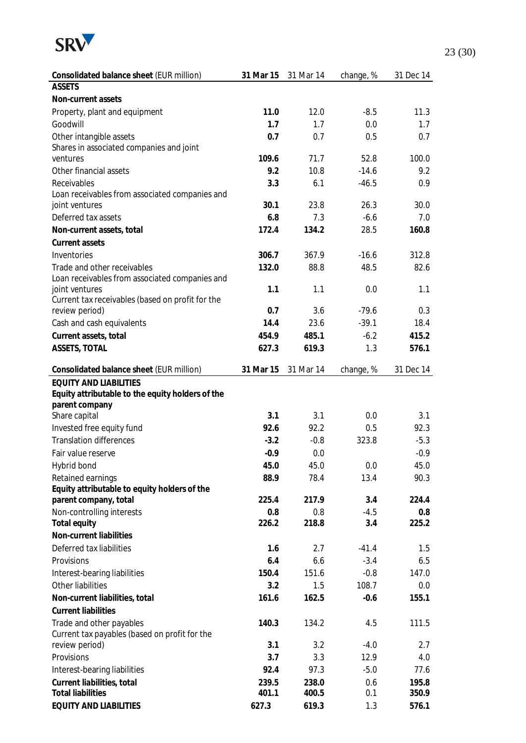| **Consolidated balance sheet** (EUR million) | **31 Mar 15** | 31 Mar 14 | change, % | 31 Dec 14 |
|---|---|---|---|---|
| **ASSETS** | | | | |
| **Non-current assets** | | | | |
| Property, plant and equipment | **11.0** | 12.0 | -8.5 | 11.3 |
| Goodwill | **1.7** | 1.7 | 0.0 | 1.7 |
| Other intangible assets | **0.7** | 0.7 | 0.5 | 0.7 |
| Shares in associated companies and joint ventures | **109.6** | 71.7 | 52.8 | 100.0 |
| Other financial assets | **9.2** | 10.8 | -14.6 | 9.2 |
| Receivables | **3.3** | 6.1 | -46.5 | 0.9 |
| Loan receivables from associated companies and joint ventures | **30.1** | 23.8 | 26.3 | 30.0 |
| Deferred tax assets | **6.8** | 7.3 | -6.6 | 7.0 |
| **Non-current assets, total** | **172.4** | **134.2** | 28.5 | **160.8** |
| **Current assets** | | | | |
| Inventories | **306.7** | 367.9 | -16.6 | 312.8 |
| Trade and other receivables | **132.0** | 88.8 | 48.5 | 82.6 |
| Loan receivables from associated companies and joint ventures | **1.1** | 1.1 | 0.0 | 1.1 |
| Current tax receivables (based on profit for the review period) | **0.7** | 3.6 | -79.6 | 0.3 |
| Cash and cash equivalents | **14.4** | 23.6 | -39.1 | 18.4 |
| **Current assets, total** | **454.9** | **485.1** | -6.2 | **415.2** |
| **ASSETS, TOTAL** | **627.3** | **619.3** | 1.3 | **576.1** |

| **Consolidated balance sheet** (EUR million) | **31 Mar 15** | 31 Mar 14 | change, % | 31 Dec 14 |
|---|---|---|---|---|
| **EQUITY AND LIABILITIES** | | | | |
| **Equity attributable to the equity holders of the parent company** | | | | |
| Share capital | **3.1** | 3.1 | 0.0 | 3.1 |
| Invested free equity fund | **92.6** | 92.2 | 0.5 | 92.3 |
| Translation differences | **-3.2** | -0.8 | 323.8 | -5.3 |
| Fair value reserve | **-0.9** | 0.0 | | -0.9 |
| Hybrid bond | **45.0** | 45.0 | 0.0 | 45.0 |
| Retained earnings | **88.9** | 78.4 | 13.4 | 90.3 |
| **Equity attributable to equity holders of the parent company, total** | **225.4** | **217.9** | **3.4** | **224.4** |
| Non-controlling interests | **0.8** | 0.8 | -4.5 | **0.8** |
| **Total equity** | **226.2** | **218.8** | **3.4** | **225.2** |
| **Non-current liabilities** | | | | |
| Deferred tax liabilities | **1.6** | 2.7 | -41.4 | 1.5 |
| Provisions | **6.4** | 6.6 | -3.4 | 6.5 |
| Interest-bearing liabilities | **150.4** | 151.6 | -0.8 | 147.0 |
| Other liabilities | **3.2** | 1.5 | 108.7 | 0.0 |
| **Non-current liabilities, total** | **161.6** | **162.5** | **-0.6** | **155.1** |
| **Current liabilities** | | | | |
| Trade and other payables | **140.3** | 134.2 | 4.5 | 111.5 |
| Current tax payables (based on profit for the review period) | **3.1** | 3.2 | -4.0 | 2.7 |
| Provisions | **3.7** | 3.3 | 12.9 | 4.0 |
| Interest-bearing liabilities | **92.4** | 97.3 | -5.0 | 77.6 |
| **Current liabilities, total** | **239.5** | **238.0** | 0.6 | **195.8** |
| **Total liabilities** | **401.1** | **400.5** | 0.1 | **350.9** |
| **EQUITY AND LIABILITIES** | **627.3** | **619.3** | 1.3 | **576.1** |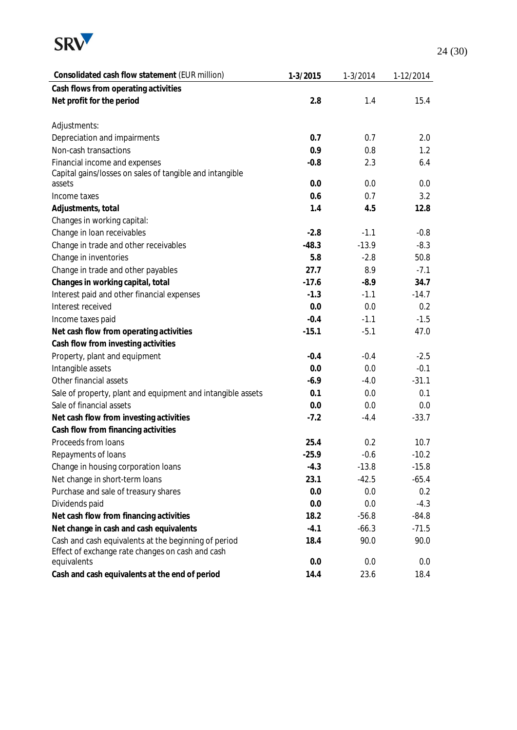| **Consolidated cash flow statement** (EUR million) | **1-3/2015** | 1-3/2014 | 1-12/2014 |
|---|---|---|---|
| **Cash flows from operating activities** | | | |
| **Net profit for the period** | **2.8** | 1.4 | 15.4 |
| | | | |
| Adjustments: | | | |
| Depreciation and impairments | **0.7** | 0.7 | 2.0 |
| Non-cash transactions | **0.9** | 0.8 | 1.2 |
| Financial income and expenses | **-0.8** | 2.3 | 6.4 |
| Capital gains/losses on sales of tangible and intangible assets | **0.0** | 0.0 | 0.0 |
| Income taxes | **0.6** | 0.7 | 3.2 |
| **Adjustments, total** | **1.4** | **4.5** | **12.8** |
| Changes in working capital: | | | |
| Change in loan receivables | **-2.8** | -1.1 | -0.8 |
| Change in trade and other receivables | **-48.3** | -13.9 | -8.3 |
| Change in inventories | **5.8** | -2.8 | 50.8 |
| Change in trade and other payables | **27.7** | 8.9 | -7.1 |
| **Changes in working capital, total** | **-17.6** | **-8.9** | **34.7** |
| Interest paid and other financial expenses | **-1.3** | -1.1 | -14.7 |
| Interest received | **0.0** | 0.0 | 0.2 |
| Income taxes paid | **-0.4** | -1.1 | -1.5 |
| **Net cash flow from operating activities** | **-15.1** | -5.1 | 47.0 |
| **Cash flow from investing activities** | | | |
| Property, plant and equipment | **-0.4** | -0.4 | -2.5 |
| Intangible assets | **0.0** | 0.0 | -0.1 |
| Other financial assets | **-6.9** | -4.0 | -31.1 |
| Sale of property, plant and equipment and intangible assets | **0.1** | 0.0 | 0.1 |
| Sale of financial assets | **0.0** | 0.0 | 0.0 |
| **Net cash flow from investing activities** | **-7.2** | -4.4 | -33.7 |
| **Cash flow from financing activities** | | | |
| Proceeds from loans | **25.4** | 0.2 | 10.7 |
| Repayments of loans | **-25.9** | -0.6 | -10.2 |
| Change in housing corporation loans | **-4.3** | -13.8 | -15.8 |
| Net change in short-term loans | **23.1** | -42.5 | -65.4 |
| Purchase and sale of treasury shares | **0.0** | 0.0 | 0.2 |
| Dividends paid | **0.0** | 0.0 | -4.3 |
| **Net cash flow from financing activities** | **18.2** | -56.8 | -84.8 |
| **Net change in cash and cash equivalents** | **-4.1** | -66.3 | -71.5 |
| Cash and cash equivalents at the beginning of period | **18.4** | 90.0 | 90.0 |
| Effect of exchange rate changes on cash and cash equivalents | **0.0** | 0.0 | 0.0 |
| **Cash and cash equivalents at the end of period** | **14.4** | 23.6 | 18.4 |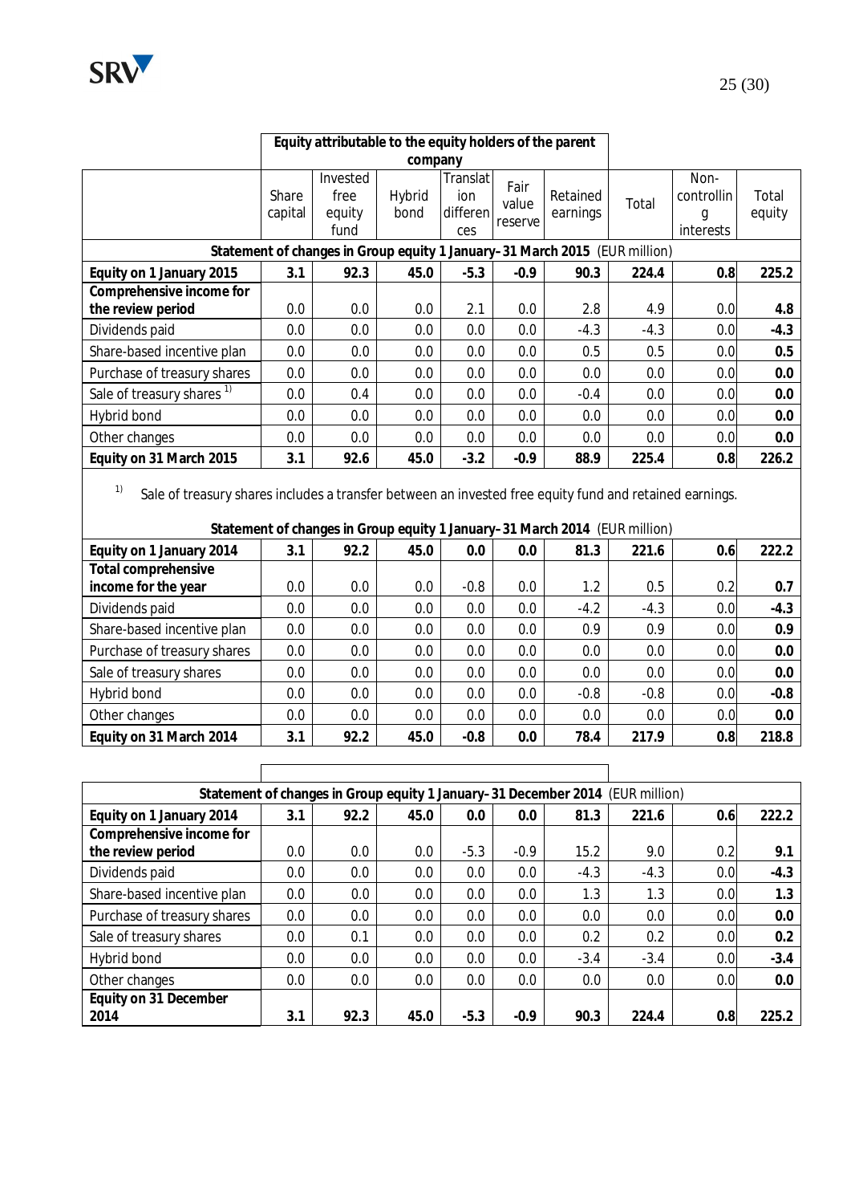| | Equity attributable to the equity holders of the parent company | | | | | | | | |
|---|---|---|---|---|---|---|---|---|---|
| | Share capital | Invested free equity fund | Hybrid bond | Translation differences | Fair value reserve | Retained earnings | Total | Non-controlling interests | Total equity |
| **Statement of changes in Group equity 1 January–31 March 2015 (EUR million)** | | | | | | | | | |
| **Equity on 1 January 2015** | **3.1** | **92.3** | **45.0** | **-5.3** | **-0.9** | **90.3** | **224.4** | **0.8** | **225.2** |
| Comprehensive income for the review period | 0.0 | 0.0 | 0.0 | 2.1 | 0.0 | 2.8 | 4.9 | 0.0 | **4.8** |
| Dividends paid | 0.0 | 0.0 | 0.0 | 0.0 | 0.0 | -4.3 | -4.3 | 0.0 | **-4.3** |
| Share-based incentive plan | 0.0 | 0.0 | 0.0 | 0.0 | 0.0 | 0.5 | 0.5 | 0.0 | **0.5** |
| Purchase of treasury shares | 0.0 | 0.0 | 0.0 | 0.0 | 0.0 | 0.0 | 0.0 | 0.0 | **0.0** |
| Sale of treasury shares [1] | 0.0 | 0.4 | 0.0 | 0.0 | 0.0 | -0.4 | 0.0 | 0.0 | **0.0** |
| Hybrid bond | 0.0 | 0.0 | 0.0 | 0.0 | 0.0 | 0.0 | 0.0 | 0.0 | **0.0** |
| Other changes | 0.0 | 0.0 | 0.0 | 0.0 | 0.0 | 0.0 | 0.0 | 0.0 | **0.0** |
| **Equity on 31 March 2015** | **3.1** | **92.6** | **45.0** | **-3.2** | **-0.9** | **88.9** | **225.4** | **0.8** | **226.2** |

[1] Sale of treasury shares includes a transfer between an invested free equity fund and retained earnings.

| **Statement of changes in Group equity 1 January–31 March 2014 (EUR million)** | | | | | | | | | |
|---|---|---|---|---|---|---|---|---|---|
| **Equity on 1 January 2014** | **3.1** | **92.2** | **45.0** | **0.0** | **0.0** | **81.3** | **221.6** | **0.6** | **222.2** |
| **Total comprehensive income for the year** | 0.0 | 0.0 | 0.0 | -0.8 | 0.0 | 1.2 | 0.5 | 0.2 | **0.7** |
| Dividends paid | 0.0 | 0.0 | 0.0 | 0.0 | 0.0 | -4.2 | -4.3 | 0.0 | **-4.3** |
| Share-based incentive plan | 0.0 | 0.0 | 0.0 | 0.0 | 0.0 | 0.9 | 0.9 | 0.0 | **0.9** |
| Purchase of treasury shares | 0.0 | 0.0 | 0.0 | 0.0 | 0.0 | 0.0 | 0.0 | 0.0 | **0.0** |
| Sale of treasury shares | 0.0 | 0.0 | 0.0 | 0.0 | 0.0 | 0.0 | 0.0 | 0.0 | **0.0** |
| Hybrid bond | 0.0 | 0.0 | 0.0 | 0.0 | 0.0 | -0.8 | -0.8 | 0.0 | **-0.8** |
| Other changes | 0.0 | 0.0 | 0.0 | 0.0 | 0.0 | 0.0 | 0.0 | 0.0 | **0.0** |
| **Equity on 31 March 2014** | **3.1** | **92.2** | **45.0** | **-0.8** | **0.0** | **78.4** | **217.9** | **0.8** | **218.8** |

| **Statement of changes in Group equity 1 January–31 December 2014 (EUR million)** | | | | | | | | | |
|---|---|---|---|---|---|---|---|---|---|
| **Equity on 1 January 2014** | **3.1** | **92.2** | **45.0** | **0.0** | **0.0** | **81.3** | **221.6** | **0.6** | **222.2** |
| **Comprehensive income for the review period** | 0.0 | 0.0 | 0.0 | -5.3 | -0.9 | 15.2 | 9.0 | 0.2 | **9.1** |
| Dividends paid | 0.0 | 0.0 | 0.0 | 0.0 | 0.0 | -4.3 | -4.3 | 0.0 | **-4.3** |
| Share-based incentive plan | 0.0 | 0.0 | 0.0 | 0.0 | 0.0 | 1.3 | 1.3 | 0.0 | **1.3** |
| Purchase of treasury shares | 0.0 | 0.0 | 0.0 | 0.0 | 0.0 | 0.0 | 0.0 | 0.0 | **0.0** |
| Sale of treasury shares | 0.0 | 0.1 | 0.0 | 0.0 | 0.0 | 0.2 | 0.2 | 0.0 | **0.2** |
| Hybrid bond | 0.0 | 0.0 | 0.0 | 0.0 | 0.0 | -3.4 | -3.4 | 0.0 | **-3.4** |
| Other changes | 0.0 | 0.0 | 0.0 | 0.0 | 0.0 | 0.0 | 0.0 | 0.0 | **0.0** |
| **Equity on 31 December 2014** | **3.1** | **92.3** | **45.0** | **-5.3** | **-0.9** | **90.3** | **224.4** | **0.8** | **225.2** |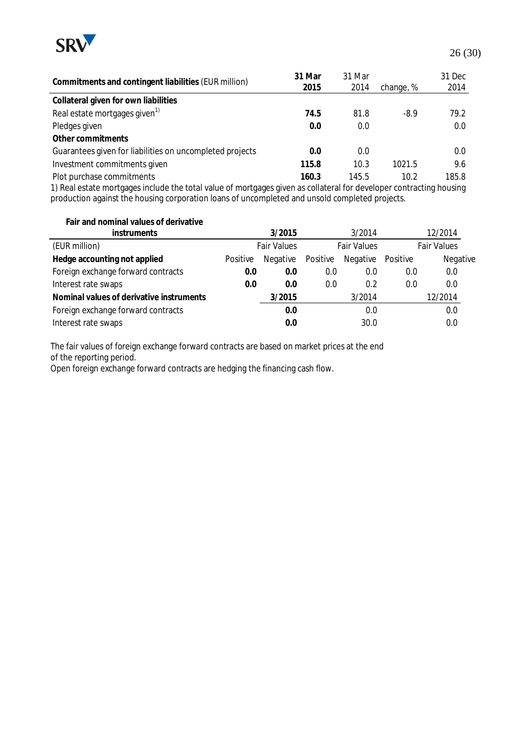| **Commitments and contingent liabilities** (EUR million) | **31 Mar 2015** | 31 Mar 2014 | change, % | 31 Dec 2014 |
|---|---|---|---|---|
| **Collateral given for own liabilities** | | | | |
| Real estate mortgages given[1)] | **74.5** | 81.8 | -8.9 | 79.2 |
| Pledges given | **0.0** | 0.0 | | 0.0 |
| **Other commitments** | | | | |
| Guarantees given for liabilities on uncompleted projects | **0.0** | 0.0 | | 0.0 |
| Investment commitments given | **115.8** | 10.3 | 1021.5 | 9.6 |
| Plot purchase commitments | **160.3** | 145.5 | 10.2 | 185.8 |

1) Real estate mortgages include the total value of mortgages given as collateral for developer contracting housing production against the housing corporation loans of uncompleted and unsold completed projects.

| **Fair and nominal values of derivative instruments** | **3/2015** | | 3/2014 | | 12/2014 | |
|---|---|---|---|---|---|---|
| (EUR million) | Fair Values | | Fair Values | | Fair Values | |
| **Hedge accounting not applied** | Positive | Negative | Positive | Negative | Positive | Negative |
| Foreign exchange forward contracts | **0.0** | **0.0** | 0.0 | 0.0 | 0.0 | 0.0 |
| Interest rate swaps | **0.0** | **0.0** | 0.0 | 0.2 | 0.0 | 0.0 |
| **Nominal values of derivative instruments** | | **3/2015** | | 3/2014 | | 12/2014 |
| Foreign exchange forward contracts | | **0.0** | | 0.0 | | 0.0 |
| Interest rate swaps | | **0.0** | | 30.0 | | 0.0 |

The fair values of foreign exchange forward contracts are based on market prices at the end of the reporting period.
Open foreign exchange forward contracts are hedging the financing cash flow.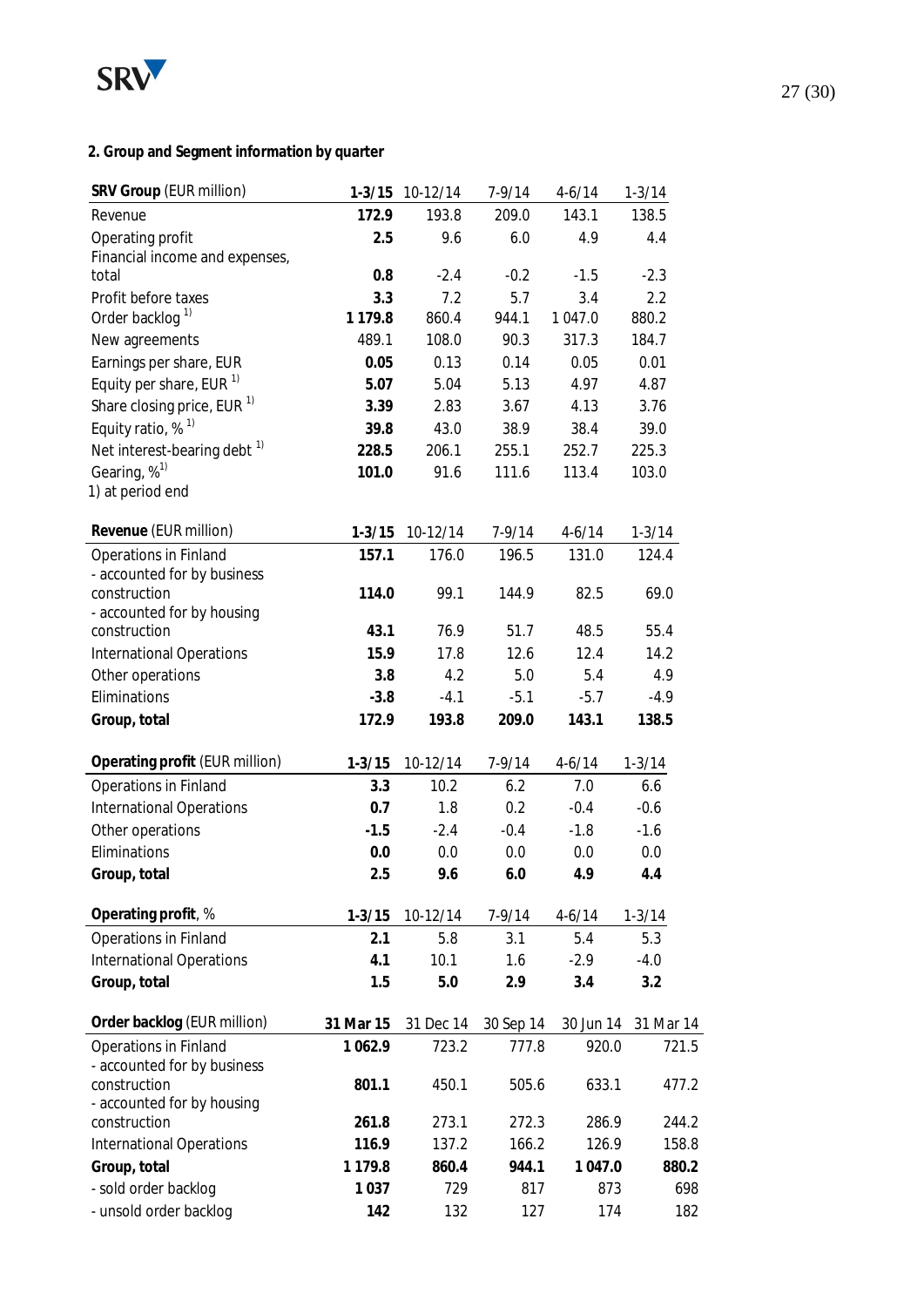## 2. Group and Segment information by quarter

| **SRV Group** (EUR million) | **1-3/15** | 10-12/14 | 7-9/14 | 4-6/14 | 1-3/14 |
|---|---|---|---|---|---|
| Revenue | **172.9** | 193.8 | 209.0 | 143.1 | 138.5 |
| Operating profit | **2.5** | 9.6 | 6.0 | 4.9 | 4.4 |
| Financial income and expenses, total | **0.8** | -2.4 | -0.2 | -1.5 | -2.3 |
| Profit before taxes | **3.3** | 7.2 | 5.7 | 3.4 | 2.2 |
| Order backlog [1] | **1 179.8** | 860.4 | 944.1 | 1 047.0 | 880.2 |
| New agreements | 489.1 | 108.0 | 90.3 | 317.3 | 184.7 |
| Earnings per share, EUR | **0.05** | 0.13 | 0.14 | 0.05 | 0.01 |
| Equity per share, EUR [1] | **5.07** | 5.04 | 5.13 | 4.97 | 4.87 |
| Share closing price, EUR [1] | **3.39** | 2.83 | 3.67 | 4.13 | 3.76 |
| Equity ratio, % [1] | **39.8** | 43.0 | 38.9 | 38.4 | 39.0 |
| Net interest-bearing debt [1] | **228.5** | 206.1 | 255.1 | 252.7 | 225.3 |
| Gearing, % [1] | **101.0** | 91.6 | 111.6 | 113.4 | 103.0 |

1) at period end

| **Revenue** (EUR million) | **1-3/15** | 10-12/14 | 7-9/14 | 4-6/14 | 1-3/14 |
|---|---|---|---|---|---|
| Operations in Finland | **157.1** | 176.0 | 196.5 | 131.0 | 124.4 |
| - accounted for by business construction | **114.0** | 99.1 | 144.9 | 82.5 | 69.0 |
| - accounted for by housing construction | **43.1** | 76.9 | 51.7 | 48.5 | 55.4 |
| International Operations | **15.9** | 17.8 | 12.6 | 12.4 | 14.2 |
| Other operations | **3.8** | 4.2 | 5.0 | 5.4 | 4.9 |
| Eliminations | **-3.8** | -4.1 | -5.1 | -5.7 | -4.9 |
| **Group, total** | **172.9** | **193.8** | **209.0** | **143.1** | **138.5** |

| **Operating profit** (EUR million) | **1-3/15** | 10-12/14 | 7-9/14 | 4-6/14 | 1-3/14 |
|---|---|---|---|---|---|
| Operations in Finland | **3.3** | 10.2 | 6.2 | 7.0 | 6.6 |
| International Operations | **0.7** | 1.8 | 0.2 | -0.4 | -0.6 |
| Other operations | **-1.5** | -2.4 | -0.4 | -1.8 | -1.6 |
| Eliminations | **0.0** | 0.0 | 0.0 | 0.0 | 0.0 |
| **Group, total** | **2.5** | **9.6** | **6.0** | **4.9** | **4.4** |

| **Operating profit**, % | **1-3/15** | 10-12/14 | 7-9/14 | 4-6/14 | 1-3/14 |
|---|---|---|---|---|---|
| Operations in Finland | **2.1** | 5.8 | 3.1 | 5.4 | 5.3 |
| International Operations | **4.1** | 10.1 | 1.6 | -2.9 | -4.0 |
| **Group, total** | **1.5** | **5.0** | **2.9** | **3.4** | **3.2** |

| **Order backlog** (EUR million) | **31 Mar 15** | 31 Dec 14 | 30 Sep 14 | 30 Jun 14 | 31 Mar 14 |
|---|---|---|---|---|---|
| Operations in Finland | **1 062.9** | 723.2 | 777.8 | 920.0 | 721.5 |
| - accounted for by business construction | **801.1** | 450.1 | 505.6 | 633.1 | 477.2 |
| - accounted for by housing construction | **261.8** | 273.1 | 272.3 | 286.9 | 244.2 |
| International Operations | **116.9** | 137.2 | 166.2 | 126.9 | 158.8 |
| **Group, total** | **1 179.8** | **860.4** | **944.1** | **1 047.0** | **880.2** |
| - sold order backlog | **1 037** | 729 | 817 | 873 | 698 |
| - unsold order backlog | **142** | 132 | 127 | 174 | 182 |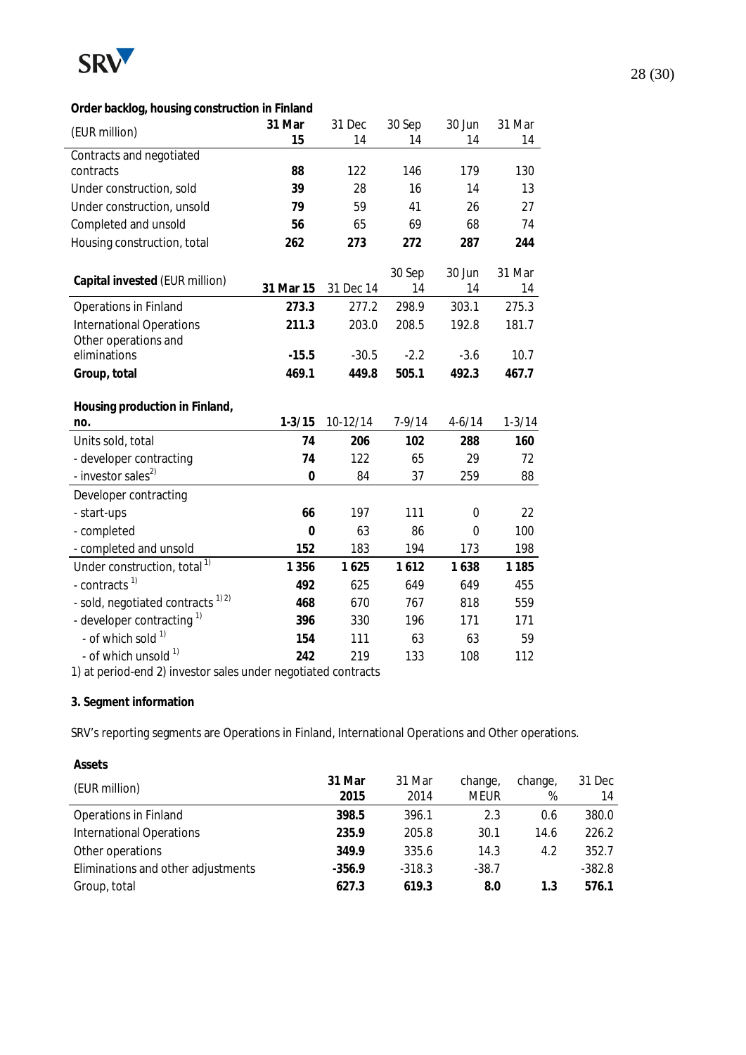**Order backlog, housing construction in Finland**

| (EUR million) | **31 Mar 15** | 31 Dec 14 | 30 Sep 14 | 30 Jun 14 | 31 Mar 14 |
|---|---|---|---|---|---|
| Contracts and negotiated contracts | **88** | 122 | 146 | 179 | 130 |
| Under construction, sold | **39** | 28 | 16 | 14 | 13 |
| Under construction, unsold | **79** | 59 | 41 | 26 | 27 |
| Completed and unsold | **56** | 65 | 69 | 68 | 74 |
| Housing construction, total | **262** | **273** | **272** | **287** | **244** |

| **Capital invested** (EUR million) | **31 Mar 15** | 31 Dec 14 | 30 Sep 14 | 30 Jun 14 | 31 Mar 14 |
|---|---|---|---|---|---|
| Operations in Finland | **273.3** | 277.2 | 298.9 | 303.1 | 275.3 |
| International Operations | **211.3** | 203.0 | 208.5 | 192.8 | 181.7 |
| Other operations and eliminations | **-15.5** | -30.5 | -2.2 | -3.6 | 10.7 |
| **Group, total** | **469.1** | **449.8** | **505.1** | **492.3** | **467.7** |

| **Housing production in Finland, no.** | **1-3/15** | 10-12/14 | 7-9/14 | 4-6/14 | 1-3/14 |
|---|---|---|---|---|---|
| Units sold, total | **74** | **206** | **102** | **288** | **160** |
| - developer contracting | **74** | 122 | 65 | 29 | 72 |
| - investor sales[2] | **0** | 84 | 37 | 259 | 88 |
| Developer contracting | | | | | |
| - start-ups | **66** | 197 | 111 | 0 | 22 |
| - completed | **0** | 63 | 86 | 0 | 100 |
| - completed and unsold | **152** | 183 | 194 | 173 | 198 |
| Under construction, total [1] | **1 356** | **1 625** | **1 612** | **1 638** | **1 185** |
| - contracts [1] | **492** | 625 | 649 | 649 | 455 |
| - sold, negotiated contracts [1) 2)] | **468** | 670 | 767 | 818 | 559 |
| - developer contracting [1] | **396** | 330 | 196 | 171 | 171 |
| - of which sold [1] | **154** | 111 | 63 | 63 | 59 |
| - of which unsold [1] | **242** | 219 | 133 | 108 | 112 |

1) at period-end 2) investor sales under negotiated contracts

**3. Segment information**

SRV's reporting segments are Operations in Finland, International Operations and Other operations.

**Assets**

| (EUR million) | **31 Mar 2015** | 31 Mar 2014 | change, MEUR | change, % | 31 Dec 14 |
|---|---|---|---|---|---|
| Operations in Finland | **398.5** | 396.1 | 2.3 | 0.6 | 380.0 |
| International Operations | **235.9** | 205.8 | 30.1 | 14.6 | 226.2 |
| Other operations | **349.9** | 335.6 | 14.3 | 4.2 | 352.7 |
| Eliminations and other adjustments | **-356.9** | -318.3 | -38.7 | | -382.8 |
| Group, total | **627.3** | **619.3** | **8.0** | **1.3** | **576.1** |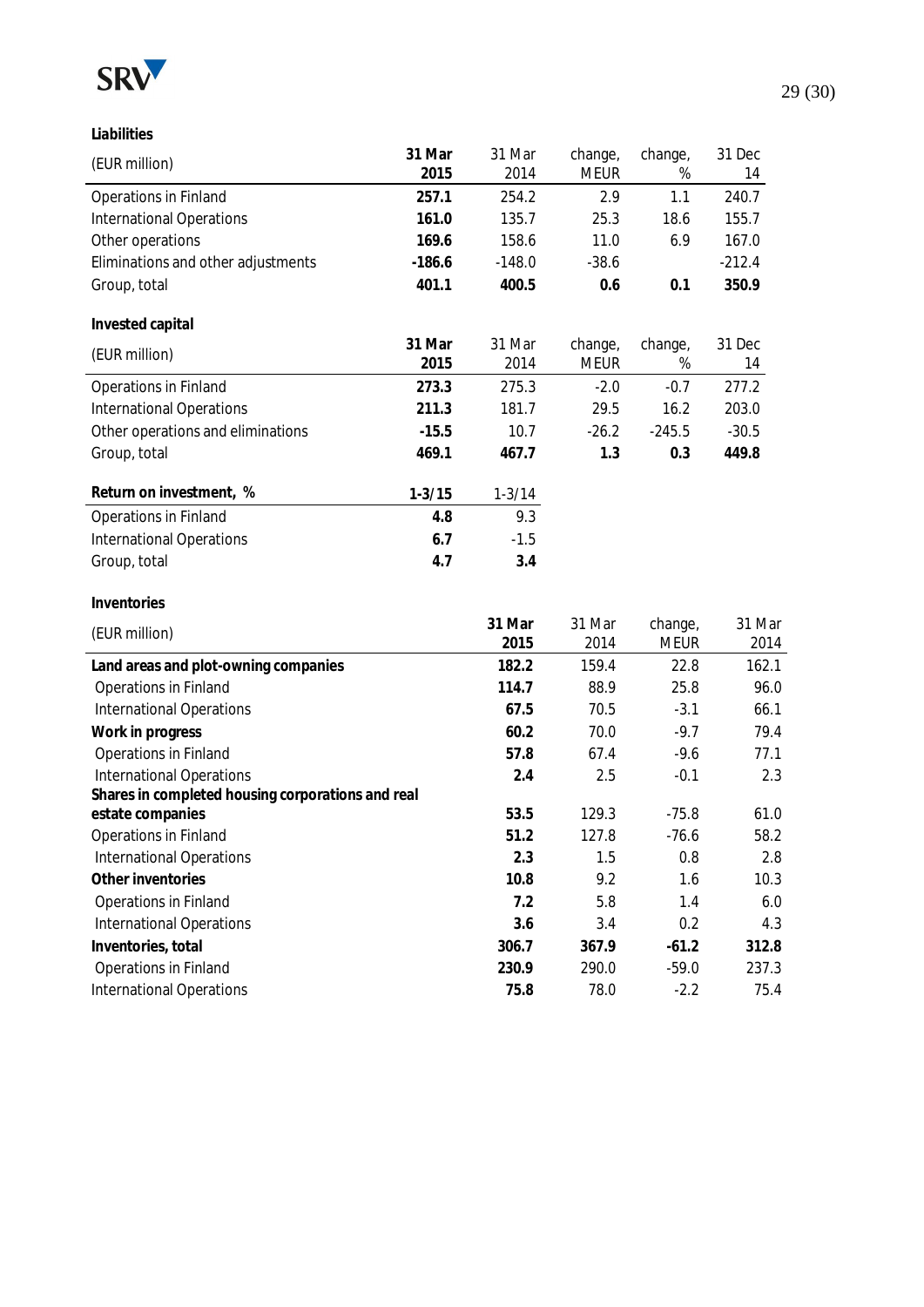**Liabilities**

| (EUR million) | 31 Mar 2015 | 31 Mar 2014 | change, MEUR | change, % | 31 Dec 14 |
|---|---|---|---|---|---|
| Operations in Finland | **257.1** | 254.2 | 2.9 | 1.1 | 240.7 |
| International Operations | **161.0** | 135.7 | 25.3 | 18.6 | 155.7 |
| Other operations | **169.6** | 158.6 | 11.0 | 6.9 | 167.0 |
| Eliminations and other adjustments | **-186.6** | -148.0 | -38.6 | | -212.4 |
| Group, total | **401.1** | **400.5** | **0.6** | **0.1** | **350.9** |

**Invested capital**

| (EUR million) | 31 Mar 2015 | 31 Mar 2014 | change, MEUR | change, % | 31 Dec 14 |
|---|---|---|---|---|---|
| Operations in Finland | **273.3** | 275.3 | -2.0 | -0.7 | 277.2 |
| International Operations | **211.3** | 181.7 | 29.5 | 16.2 | 203.0 |
| Other operations and eliminations | **-15.5** | 10.7 | -26.2 | -245.5 | -30.5 |
| Group, total | **469.1** | **467.7** | **1.3** | **0.3** | **449.8** |

| Return on investment, % | 1-3/15 | 1-3/14 |
|---|---|---|
| Operations in Finland | **4.8** | 9.3 |
| International Operations | **6.7** | -1.5 |
| Group, total | **4.7** | **3.4** |

**Inventories**

| (EUR million) | 31 Mar 2015 | 31 Mar 2014 | change, MEUR | 31 Mar 2014 |
|---|---|---|---|---|
| **Land areas and plot-owning companies** | **182.2** | 159.4 | 22.8 | 162.1 |
| Operations in Finland | **114.7** | 88.9 | 25.8 | 96.0 |
| International Operations | **67.5** | 70.5 | -3.1 | 66.1 |
| **Work in progress** | **60.2** | 70.0 | -9.7 | 79.4 |
| Operations in Finland | **57.8** | 67.4 | -9.6 | 77.1 |
| International Operations | **2.4** | 2.5 | -0.1 | 2.3 |
| **Shares in completed housing corporations and real estate companies** | **53.5** | 129.3 | -75.8 | 61.0 |
| Operations in Finland | **51.2** | 127.8 | -76.6 | 58.2 |
| International Operations | **2.3** | 1.5 | 0.8 | 2.8 |
| **Other inventories** | **10.8** | 9.2 | 1.6 | 10.3 |
| Operations in Finland | **7.2** | 5.8 | 1.4 | 6.0 |
| International Operations | **3.6** | 3.4 | 0.2 | 4.3 |
| **Inventories, total** | **306.7** | **367.9** | **-61.2** | **312.8** |
| Operations in Finland | **230.9** | 290.0 | -59.0 | 237.3 |
| International Operations | **75.8** | 78.0 | -2.2 | 75.4 |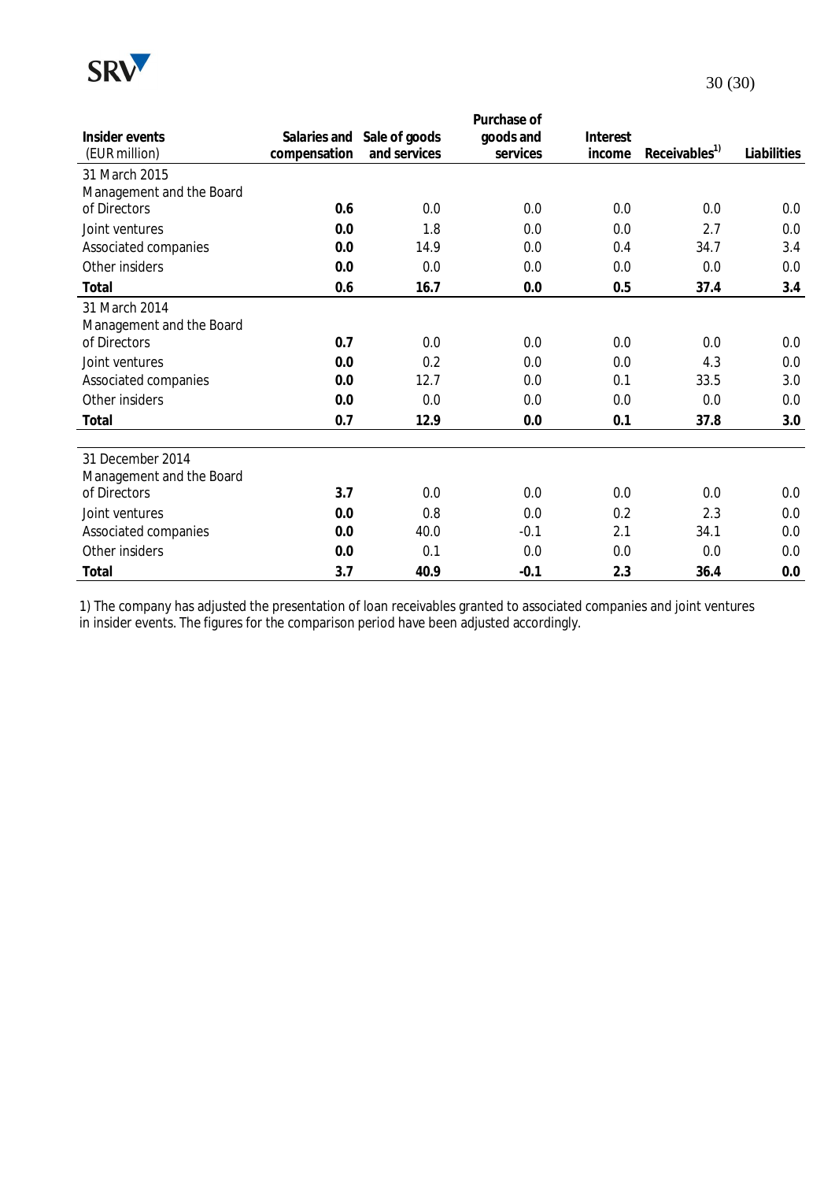| Insider events (EUR million) | Salaries and compensation | Sale of goods and services | Purchase of goods and services | Interest income | Receivables[1)] | Liabilities |
|---|---|---|---|---|---|---|
| 31 March 2015 | | | | | | |
| Management and the Board of Directors | **0.6** | 0.0 | 0.0 | 0.0 | 0.0 | 0.0 |
| Joint ventures | **0.0** | 1.8 | 0.0 | 0.0 | 2.7 | 0.0 |
| Associated companies | **0.0** | 14.9 | 0.0 | 0.4 | 34.7 | 3.4 |
| Other insiders | **0.0** | 0.0 | 0.0 | 0.0 | 0.0 | 0.0 |
| **Total** | **0.6** | **16.7** | **0.0** | **0.5** | **37.4** | **3.4** |
| 31 March 2014 | | | | | | |
| Management and the Board of Directors | **0.7** | 0.0 | 0.0 | 0.0 | 0.0 | 0.0 |
| Joint ventures | **0.0** | 0.2 | 0.0 | 0.0 | 4.3 | 0.0 |
| Associated companies | **0.0** | 12.7 | 0.0 | 0.1 | 33.5 | 3.0 |
| Other insiders | **0.0** | 0.0 | 0.0 | 0.0 | 0.0 | 0.0 |
| **Total** | **0.7** | **12.9** | **0.0** | **0.1** | **37.8** | **3.0** |
| 31 December 2014 | | | | | | |
| Management and the Board of Directors | **3.7** | 0.0 | 0.0 | 0.0 | 0.0 | 0.0 |
| Joint ventures | **0.0** | 0.8 | 0.0 | 0.2 | 2.3 | 0.0 |
| Associated companies | **0.0** | 40.0 | -0.1 | 2.1 | 34.1 | 0.0 |
| Other insiders | **0.0** | 0.1 | 0.0 | 0.0 | 0.0 | 0.0 |
| **Total** | **3.7** | **40.9** | **-0.1** | **2.3** | **36.4** | **0.0** |

1) The company has adjusted the presentation of loan receivables granted to associated companies and joint ventures in insider events. The figures for the comparison period have been adjusted accordingly.